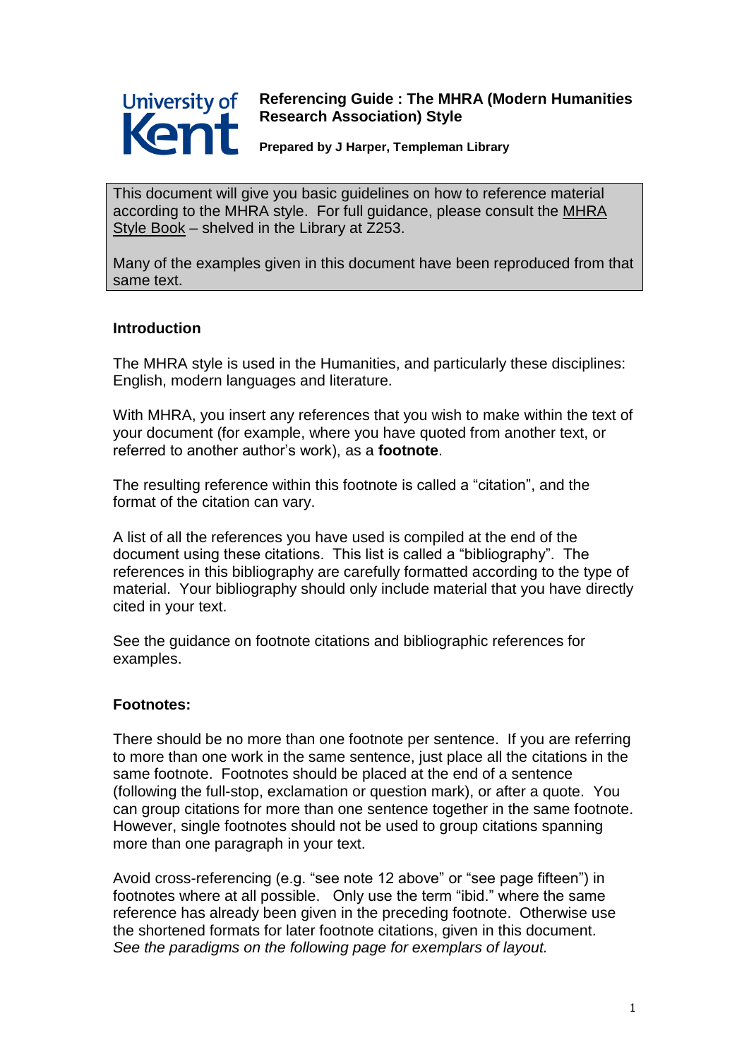University of Kent

# Referencing Guide : The MHRA (Modern Humanities Research Association) Style

**Prepared by J Harper, Templeman Library**

This document will give you basic guidelines on how to reference material according to the MHRA style. For full guidance, please consult the MHRA Style Book – shelved in the Library at Z253.

Many of the examples given in this document have been reproduced from that same text.

## Introduction

The MHRA style is used in the Humanities, and particularly these disciplines: English, modern languages and literature.

With MHRA, you insert any references that you wish to make within the text of your document (for example, where you have quoted from another text, or referred to another author's work), as a **footnote**.

The resulting reference within this footnote is called a "citation", and the format of the citation can vary.

A list of all the references you have used is compiled at the end of the document using these citations. This list is called a "bibliography". The references in this bibliography are carefully formatted according to the type of material. Your bibliography should only include material that you have directly cited in your text.

See the guidance on footnote citations and bibliographic references for examples.

## Footnotes:

There should be no more than one footnote per sentence. If you are referring to more than one work in the same sentence, just place all the citations in the same footnote. Footnotes should be placed at the end of a sentence (following the full-stop, exclamation or question mark), or after a quote. You can group citations for more than one sentence together in the same footnote. However, single footnotes should not be used to group citations spanning more than one paragraph in your text.

Avoid cross-referencing (e.g. "see note 12 above" or "see page fifteen") in footnotes where at all possible. Only use the term "ibid." where the same reference has already been given in the preceding footnote. Otherwise use the shortened formats for later footnote citations, given in this document.
*See the paradigms on the following page for exemplars of layout.*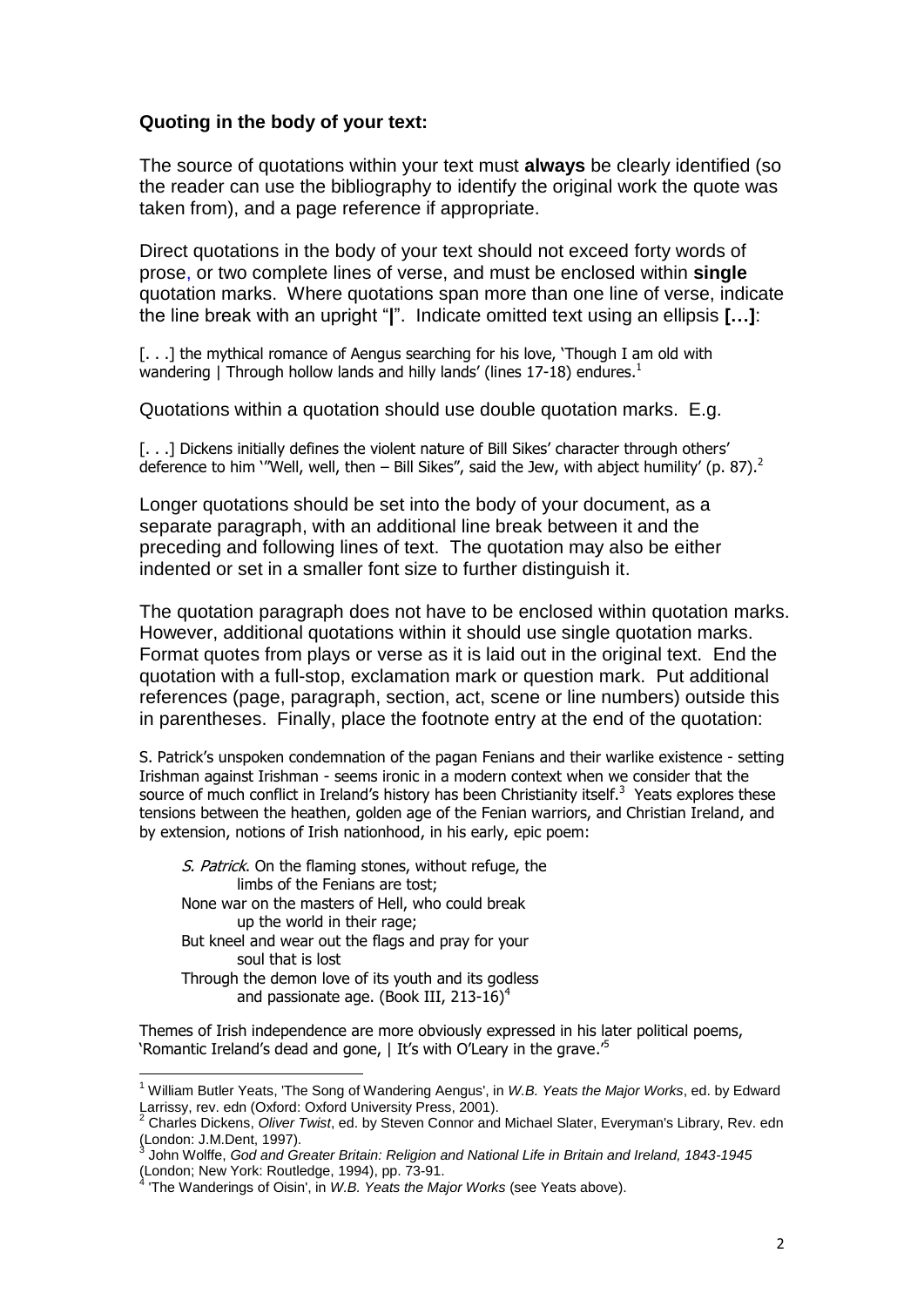**Quoting in the body of your text:**

The source of quotations within your text must **always** be clearly identified (so the reader can use the bibliography to identify the original work the quote was taken from), and a page reference if appropriate.

Direct quotations in the body of your text should not exceed forty words of prose, or two complete lines of verse, and must be enclosed within **single** quotation marks. Where quotations span more than one line of verse, indicate the line break with an upright "**|**". Indicate omitted text using an ellipsis **[…]**:

[. . .] the mythical romance of Aengus searching for his love, 'Though I am old with wandering | Through hollow lands and hilly lands' (lines 17-18) endures.[1]

Quotations within a quotation should use double quotation marks. E.g.

[. . .] Dickens initially defines the violent nature of Bill Sikes' character through others' deference to him '"Well, well, then – Bill Sikes", said the Jew, with abject humility' (p. 87).[2]

Longer quotations should be set into the body of your document, as a separate paragraph, with an additional line break between it and the preceding and following lines of text. The quotation may also be either indented or set in a smaller font size to further distinguish it.

The quotation paragraph does not have to be enclosed within quotation marks. However, additional quotations within it should use single quotation marks. Format quotes from plays or verse as it is laid out in the original text. End the quotation with a full-stop, exclamation mark or question mark. Put additional references (page, paragraph, section, act, scene or line numbers) outside this in parentheses. Finally, place the footnote entry at the end of the quotation:

S. Patrick's unspoken condemnation of the pagan Fenians and their warlike existence - setting Irishman against Irishman - seems ironic in a modern context when we consider that the source of much conflict in Ireland's history has been Christianity itself.[3] Yeats explores these tensions between the heathen, golden age of the Fenian warriors, and Christian Ireland, and by extension, notions of Irish nationhood, in his early, epic poem:

> *S. Patrick*. On the flaming stones, without refuge, the
> limbs of the Fenians are tost;
> None war on the masters of Hell, who could break
> up the world in their rage;
> But kneel and wear out the flags and pray for your
> soul that is lost
> Through the demon love of its youth and its godless
> and passionate age. (Book III, 213-16)[4]

Themes of Irish independence are more obviously expressed in his later political poems, 'Romantic Ireland's dead and gone, | It's with O'Leary in the grave.'[5]

---

[1] William Butler Yeats, 'The Song of Wandering Aengus', in *W.B. Yeats the Major Works*, ed. by Edward Larrissy, rev. edn (Oxford: Oxford University Press, 2001).

[2] Charles Dickens, *Oliver Twist*, ed. by Steven Connor and Michael Slater, Everyman's Library, Rev. edn (London: J.M.Dent, 1997).

[3] John Wolffe, *God and Greater Britain: Religion and National Life in Britain and Ireland, 1843-1945* (London; New York: Routledge, 1994), pp. 73-91.

[4] 'The Wanderings of Oisin', in *W.B. Yeats the Major Works* (see Yeats above).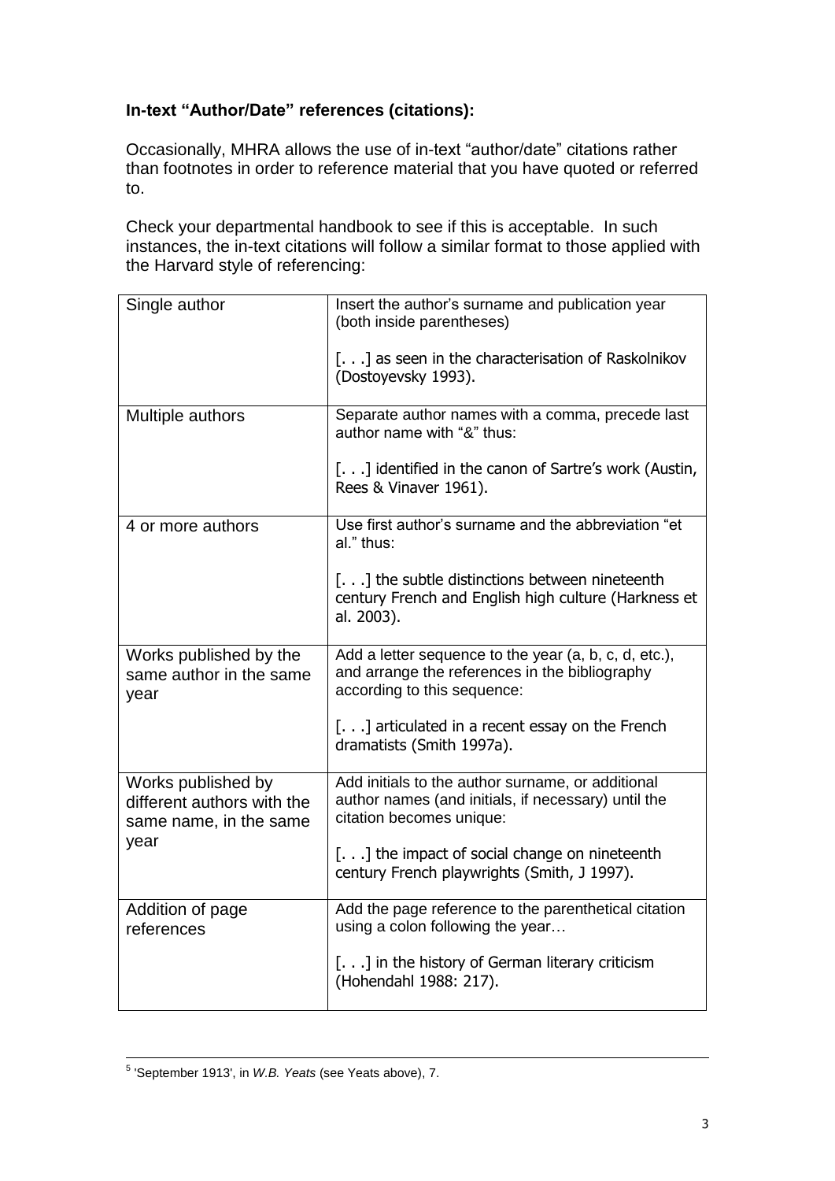**In-text "Author/Date" references (citations):**

Occasionally, MHRA allows the use of in-text "author/date" citations rather than footnotes in order to reference material that you have quoted or referred to.

Check your departmental handbook to see if this is acceptable. In such instances, the in-text citations will follow a similar format to those applied with the Harvard style of referencing:

| | |
|---|---|
| Single author | Insert the author's surname and publication year (both inside parentheses)<br><br>[. . .] as seen in the characterisation of Raskolnikov (Dostoyevsky 1993). |
| Multiple authors | Separate author names with a comma, precede last author name with "&" thus:<br><br>[. . .] identified in the canon of Sartre's work (Austin, Rees & Vinaver 1961). |
| 4 or more authors | Use first author's surname and the abbreviation "et al." thus:<br><br>[. . .] the subtle distinctions between nineteenth century French and English high culture (Harkness et al. 2003). |
| Works published by the same author in the same year | Add a letter sequence to the year (a, b, c, d, etc.), and arrange the references in the bibliography according to this sequence:<br><br>[. . .] articulated in a recent essay on the French dramatists (Smith 1997a). |
| Works published by different authors with the same name, in the same year | Add initials to the author surname, or additional author names (and initials, if necessary) until the citation becomes unique:<br><br>[. . .] the impact of social change on nineteenth century French playwrights (Smith, J 1997). |
| Addition of page references | Add the page reference to the parenthetical citation using a colon following the year…<br><br>[. . .] in the history of German literary criticism (Hohendahl 1988: 217). |

[5] 'September 1913', in *W.B. Yeats* (see Yeats above), 7.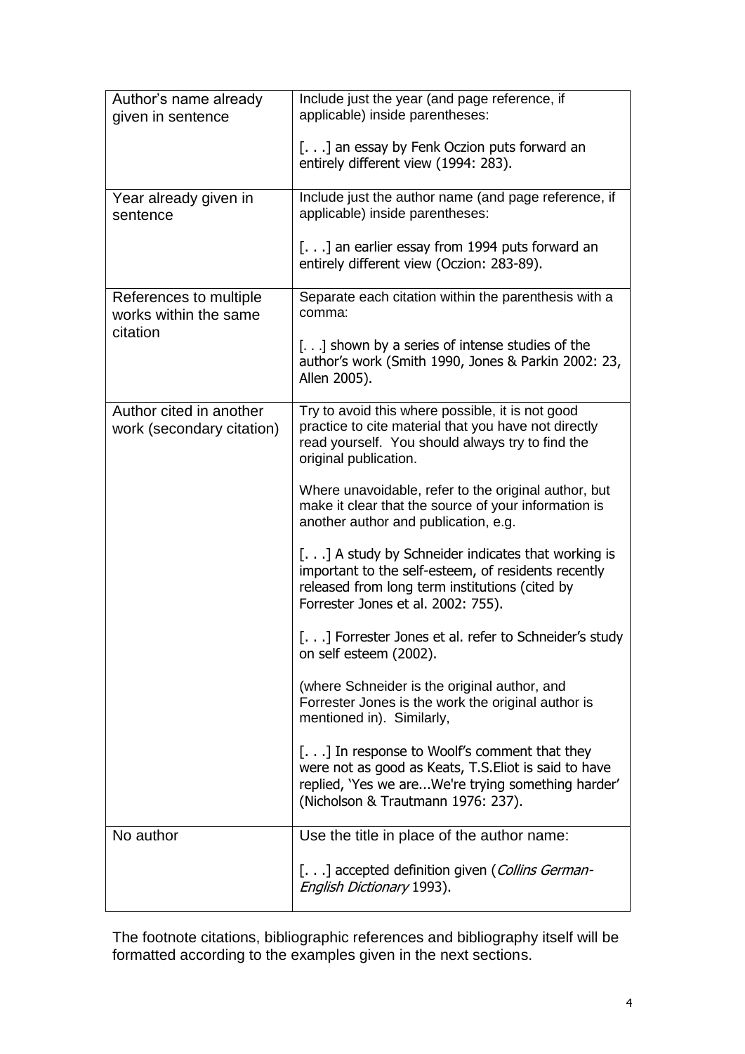| | |
|---|---|
| Author's name already given in sentence | Include just the year (and page reference, if applicable) inside parentheses:<br><br>[. . .] an essay by Fenk Oczion puts forward an entirely different view (1994: 283). |
| Year already given in sentence | Include just the author name (and page reference, if applicable) inside parentheses:<br><br>[. . .] an earlier essay from 1994 puts forward an entirely different view (Oczion: 283-89). |
| References to multiple works within the same citation | Separate each citation within the parenthesis with a comma:<br><br>[. . .] shown by a series of intense studies of the author's work (Smith 1990, Jones & Parkin 2002: 23, Allen 2005). |
| Author cited in another work (secondary citation) | Try to avoid this where possible, it is not good practice to cite material that you have not directly read yourself. You should always try to find the original publication.<br><br>Where unavoidable, refer to the original author, but make it clear that the source of your information is another author and publication, e.g.<br><br>[. . .] A study by Schneider indicates that working is important to the self-esteem, of residents recently released from long term institutions (cited by Forrester Jones et al. 2002: 755).<br><br>[. . .] Forrester Jones et al. refer to Schneider's study on self esteem (2002).<br><br>(where Schneider is the original author, and Forrester Jones is the work the original author is mentioned in). Similarly,<br><br>[. . .] In response to Woolf's comment that they were not as good as Keats, T.S.Eliot is said to have replied, 'Yes we are...We're trying something harder' (Nicholson & Trautmann 1976: 237). |
| No author | Use the title in place of the author name:<br><br>[. . .] accepted definition given (*Collins German-English Dictionary* 1993). |

The footnote citations, bibliographic references and bibliography itself will be formatted according to the examples given in the next sections.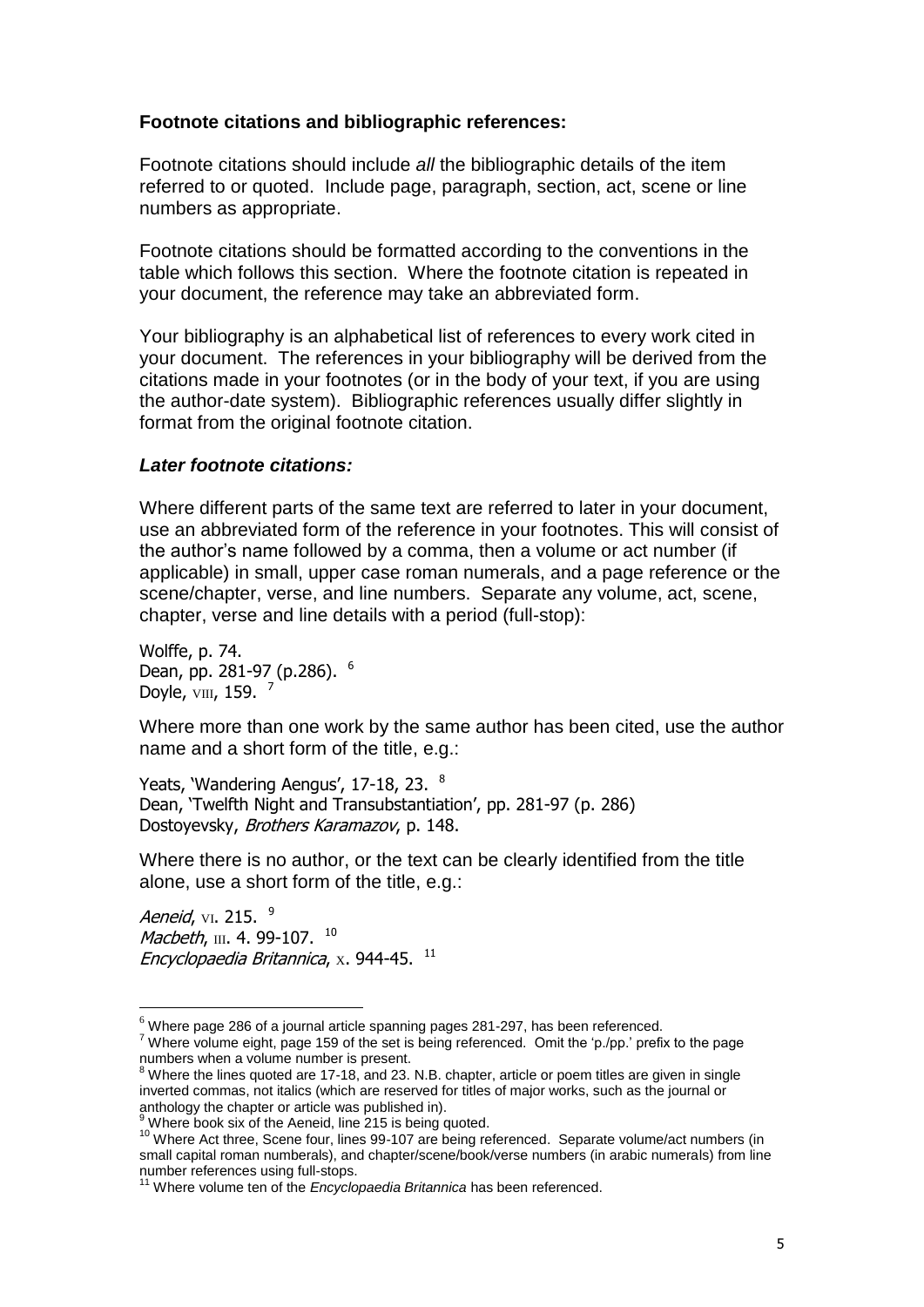**Footnote citations and bibliographic references:**

Footnote citations should include *all* the bibliographic details of the item referred to or quoted. Include page, paragraph, section, act, scene or line numbers as appropriate.

Footnote citations should be formatted according to the conventions in the table which follows this section. Where the footnote citation is repeated in your document, the reference may take an abbreviated form.

Your bibliography is an alphabetical list of references to every work cited in your document. The references in your bibliography will be derived from the citations made in your footnotes (or in the body of your text, if you are using the author-date system). Bibliographic references usually differ slightly in format from the original footnote citation.

***Later footnote citations:***

Where different parts of the same text are referred to later in your document, use an abbreviated form of the reference in your footnotes. This will consist of the author's name followed by a comma, then a volume or act number (if applicable) in small, upper case roman numerals, and a page reference or the scene/chapter, verse, and line numbers. Separate any volume, act, scene, chapter, verse and line details with a period (full-stop):

Wolffe, p. 74.
Dean, pp. 281-97 (p.286). [6]
Doyle, VIII, 159. [7]

Where more than one work by the same author has been cited, use the author name and a short form of the title, e.g.:

Yeats, 'Wandering Aengus', 17-18, 23. [8]
Dean, 'Twelfth Night and Transubstantiation', pp. 281-97 (p. 286)
Dostoyevsky, *Brothers Karamazov*, p. 148.

Where there is no author, or the text can be clearly identified from the title alone, use a short form of the title, e.g.:

*Aeneid*, VI. 215. [9]
*Macbeth*, III. 4. 99-107. [10]
*Encyclopaedia Britannica*, X. 944-45. [11]

---

[6] Where page 286 of a journal article spanning pages 281-297, has been referenced.
[7] Where volume eight, page 159 of the set is being referenced. Omit the 'p./pp.' prefix to the page numbers when a volume number is present.
[8] Where the lines quoted are 17-18, and 23. N.B. chapter, article or poem titles are given in single inverted commas, not italics (which are reserved for titles of major works, such as the journal or anthology the chapter or article was published in).
[9] Where book six of the Aeneid, line 215 is being quoted.
[10] Where Act three, Scene four, lines 99-107 are being referenced. Separate volume/act numbers (in small capital roman numberals), and chapter/scene/book/verse numbers (in arabic numerals) from line number references using full-stops.
[11] Where volume ten of the *Encyclopaedia Britannica* has been referenced.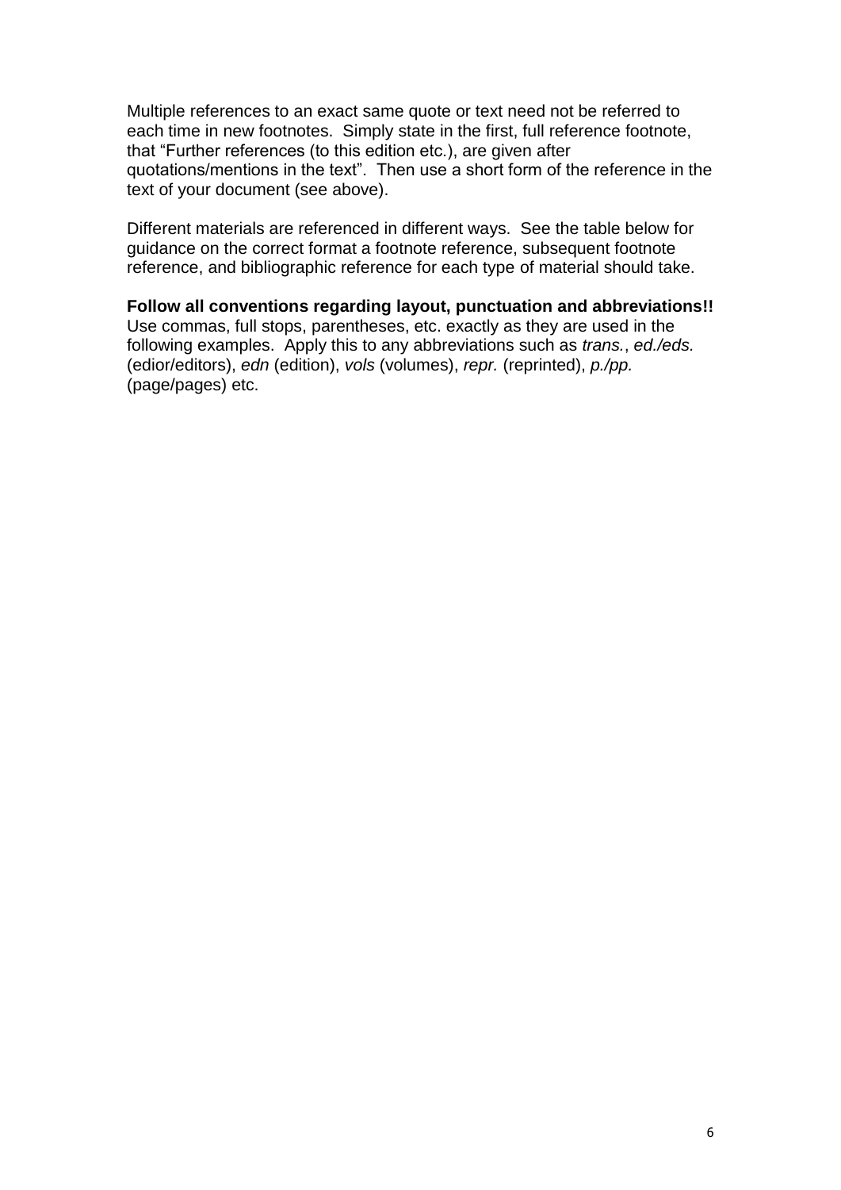Multiple references to an exact same quote or text need not be referred to each time in new footnotes. Simply state in the first, full reference footnote, that "Further references (to this edition etc.), are given after quotations/mentions in the text". Then use a short form of the reference in the text of your document (see above).

Different materials are referenced in different ways. See the table below for guidance on the correct format a footnote reference, subsequent footnote reference, and bibliographic reference for each type of material should take.

**Follow all conventions regarding layout, punctuation and abbreviations!!** Use commas, full stops, parentheses, etc. exactly as they are used in the following examples. Apply this to any abbreviations such as *trans.*, *ed./eds.* (edior/editors), *edn* (edition), *vols* (volumes), *repr.* (reprinted), *p./pp.* (page/pages) etc.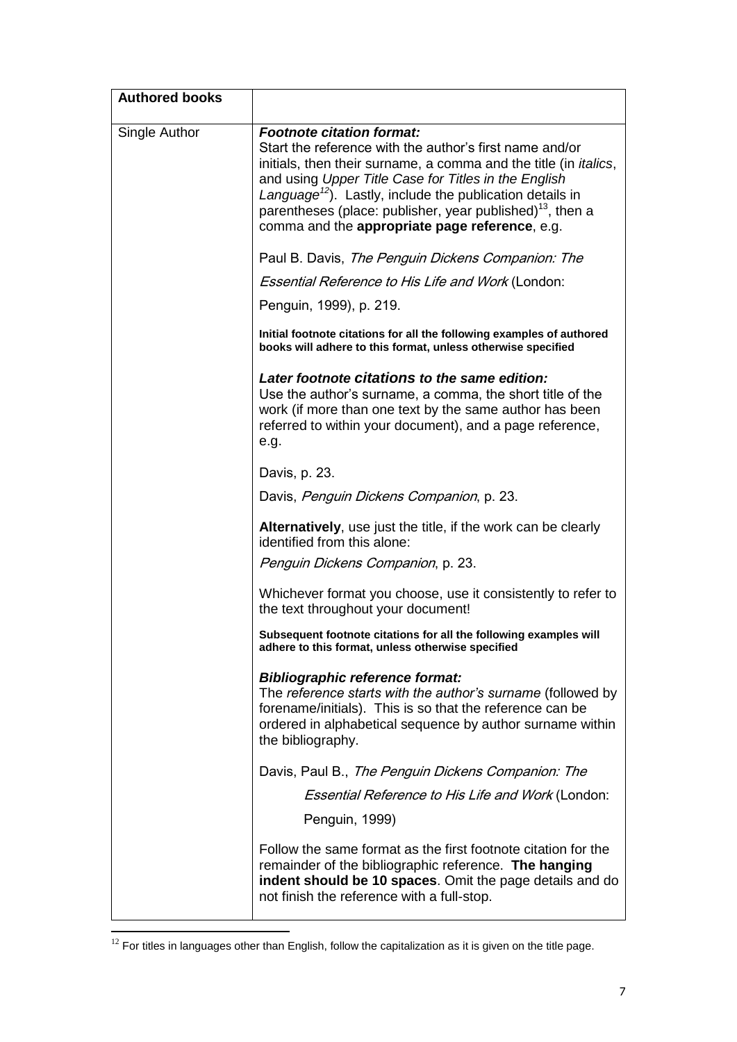| **Authored books** | |
|---|---|
| Single Author | ***Footnote citation format:***<br>Start the reference with the author's first name and/or initials, then their surname, a comma and the title (in *italics*, and using *Upper Title Case for Titles in the English Language*[12]). Lastly, include the publication details in parentheses (place: publisher, year published)[13], then a comma and the **appropriate page reference**, e.g.<br><br>Paul B. Davis, *The Penguin Dickens Companion: The Essential Reference to His Life and Work* (London: Penguin, 1999), p. 219.<br><br>**Initial footnote citations for all the following examples of authored books will adhere to this format, unless otherwise specified**<br><br>***Later footnote citations to the same edition:***<br>Use the author's surname, a comma, the short title of the work (if more than one text by the same author has been referred to within your document), and a page reference, e.g.<br><br>Davis, p. 23.<br><br>Davis, *Penguin Dickens Companion*, p. 23.<br><br>**Alternatively**, use just the title, if the work can be clearly identified from this alone:<br><br>*Penguin Dickens Companion*, p. 23.<br><br>Whichever format you choose, use it consistently to refer to the text throughout your document!<br><br>**Subsequent footnote citations for all the following examples will adhere to this format, unless otherwise specified**<br><br>***Bibliographic reference format:***<br>The *reference starts with the author's surname* (followed by forename/initials). This is so that the reference can be ordered in alphabetical sequence by author surname within the bibliography.<br><br>Davis, Paul B., *The Penguin Dickens Companion: The Essential Reference to His Life and Work* (London: Penguin, 1999)<br><br>Follow the same format as the first footnote citation for the remainder of the bibliographic reference. **The hanging indent should be 10 spaces**. Omit the page details and do not finish the reference with a full-stop. |

[12] For titles in languages other than English, follow the capitalization as it is given on the title page.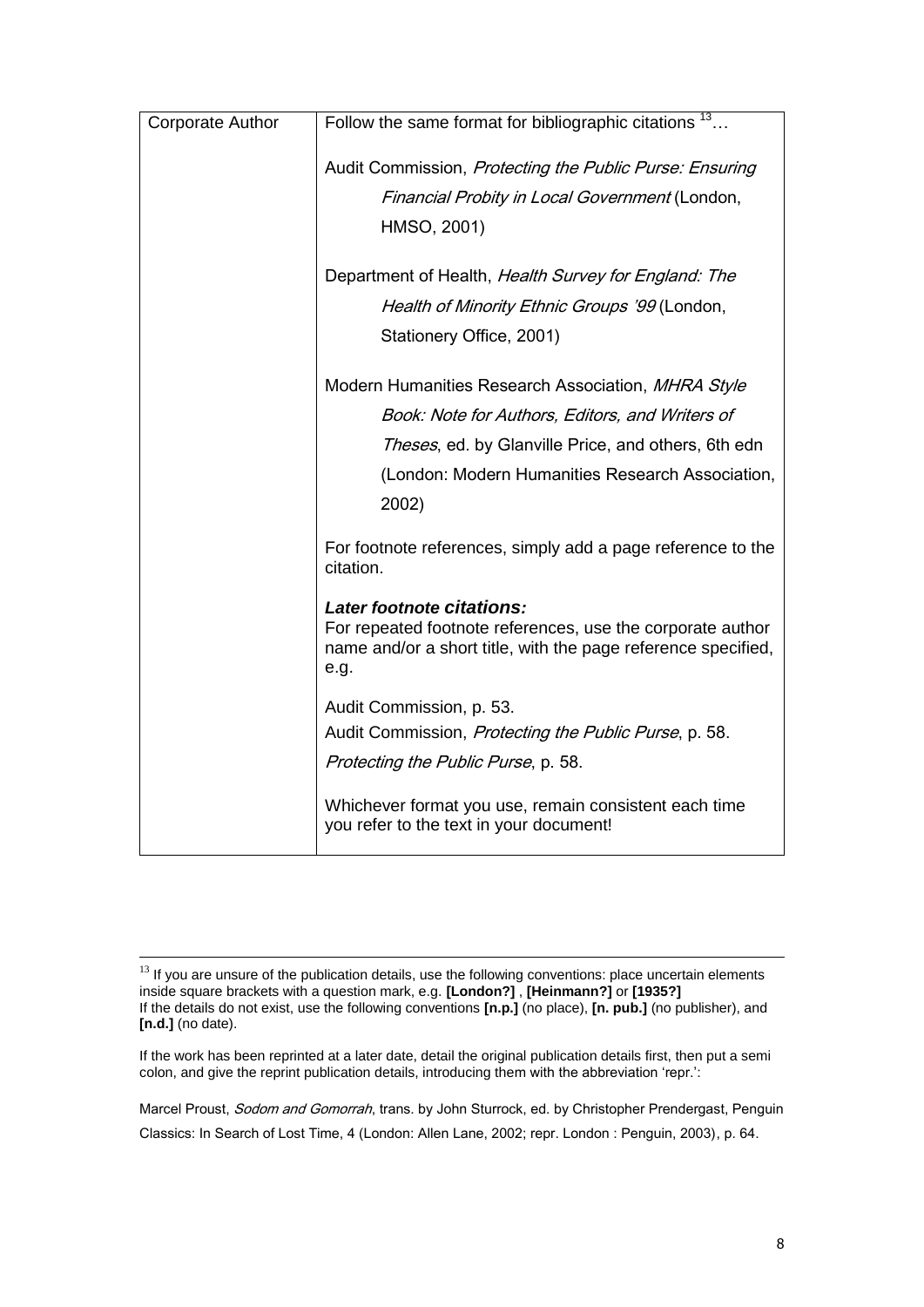| Corporate Author | Follow the same format for bibliographic citations [13]…<br><br>Audit Commission, *Protecting the Public Purse: Ensuring Financial Probity in Local Government* (London, HMSO, 2001)<br><br>Department of Health, *Health Survey for England: The Health of Minority Ethnic Groups '99* (London, Stationery Office, 2001)<br><br>Modern Humanities Research Association, *MHRA Style Book: Note for Authors, Editors, and Writers of Theses*, ed. by Glanville Price, and others, 6th edn (London: Modern Humanities Research Association, 2002)<br><br>For footnote references, simply add a page reference to the citation.<br><br>***Later footnote citations:***<br>For repeated footnote references, use the corporate author name and/or a short title, with the page reference specified, e.g.<br><br>Audit Commission, p. 53.<br>Audit Commission, *Protecting the Public Purse*, p. 58.<br>*Protecting the Public Purse*, p. 58.<br><br>Whichever format you use, remain consistent each time you refer to the text in your document! |
|---|---|

---

[13] If you are unsure of the publication details, use the following conventions: place uncertain elements inside square brackets with a question mark, e.g. **[London?]** , **[Heinmann?]** or **[1935?]**
If the details do not exist, use the following conventions **[n.p.]** (no place), **[n. pub.]** (no publisher), and **[n.d.]** (no date).

If the work has been reprinted at a later date, detail the original publication details first, then put a semi colon, and give the reprint publication details, introducing them with the abbreviation 'repr.':

Marcel Proust, *Sodom and Gomorrah*, trans. by John Sturrock, ed. by Christopher Prendergast, Penguin Classics: In Search of Lost Time, 4 (London: Allen Lane, 2002; repr. London : Penguin, 2003), p. 64.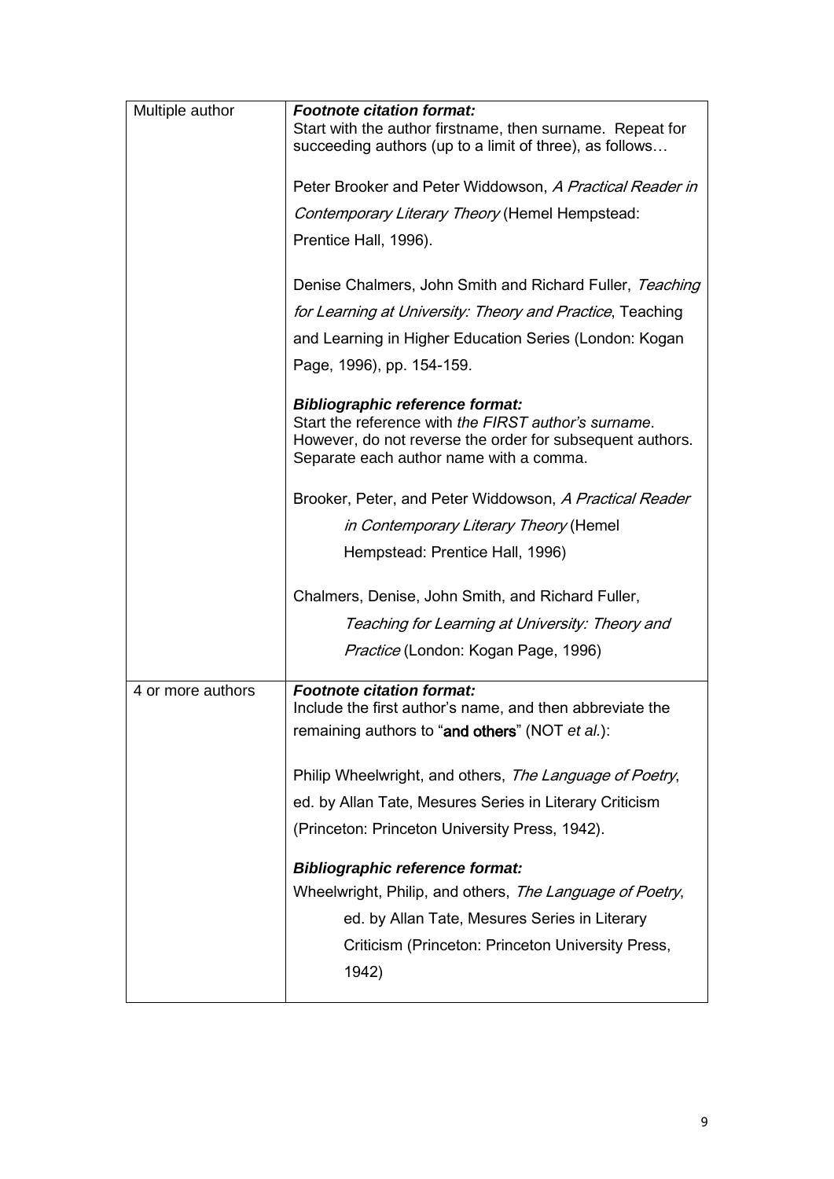| | |
|---|---|
| Multiple author | ***Footnote citation format:***<br>Start with the author firstname, then surname. Repeat for succeeding authors (up to a limit of three), as follows…<br><br>Peter Brooker and Peter Widdowson, *A Practical Reader in Contemporary Literary Theory* (Hemel Hempstead: Prentice Hall, 1996).<br><br>Denise Chalmers, John Smith and Richard Fuller, *Teaching for Learning at University: Theory and Practice*, Teaching and Learning in Higher Education Series (London: Kogan Page, 1996), pp. 154-159.<br><br>***Bibliographic reference format:***<br>Start the reference with *the FIRST author's surname*. However, do not reverse the order for subsequent authors. Separate each author name with a comma.<br><br>Brooker, Peter, and Peter Widdowson, *A Practical Reader in Contemporary Literary Theory* (Hemel Hempstead: Prentice Hall, 1996)<br><br>Chalmers, Denise, John Smith, and Richard Fuller, *Teaching for Learning at University: Theory and Practice* (London: Kogan Page, 1996) |
| 4 or more authors | ***Footnote citation format:***<br>Include the first author's name, and then abbreviate the remaining authors to "**and others**" (NOT *et al.*):<br><br>Philip Wheelwright, and others, *The Language of Poetry*, ed. by Allan Tate, Mesures Series in Literary Criticism (Princeton: Princeton University Press, 1942).<br><br>***Bibliographic reference format:***<br>Wheelwright, Philip, and others, *The Language of Poetry*, ed. by Allan Tate, Mesures Series in Literary Criticism (Princeton: Princeton University Press, 1942) |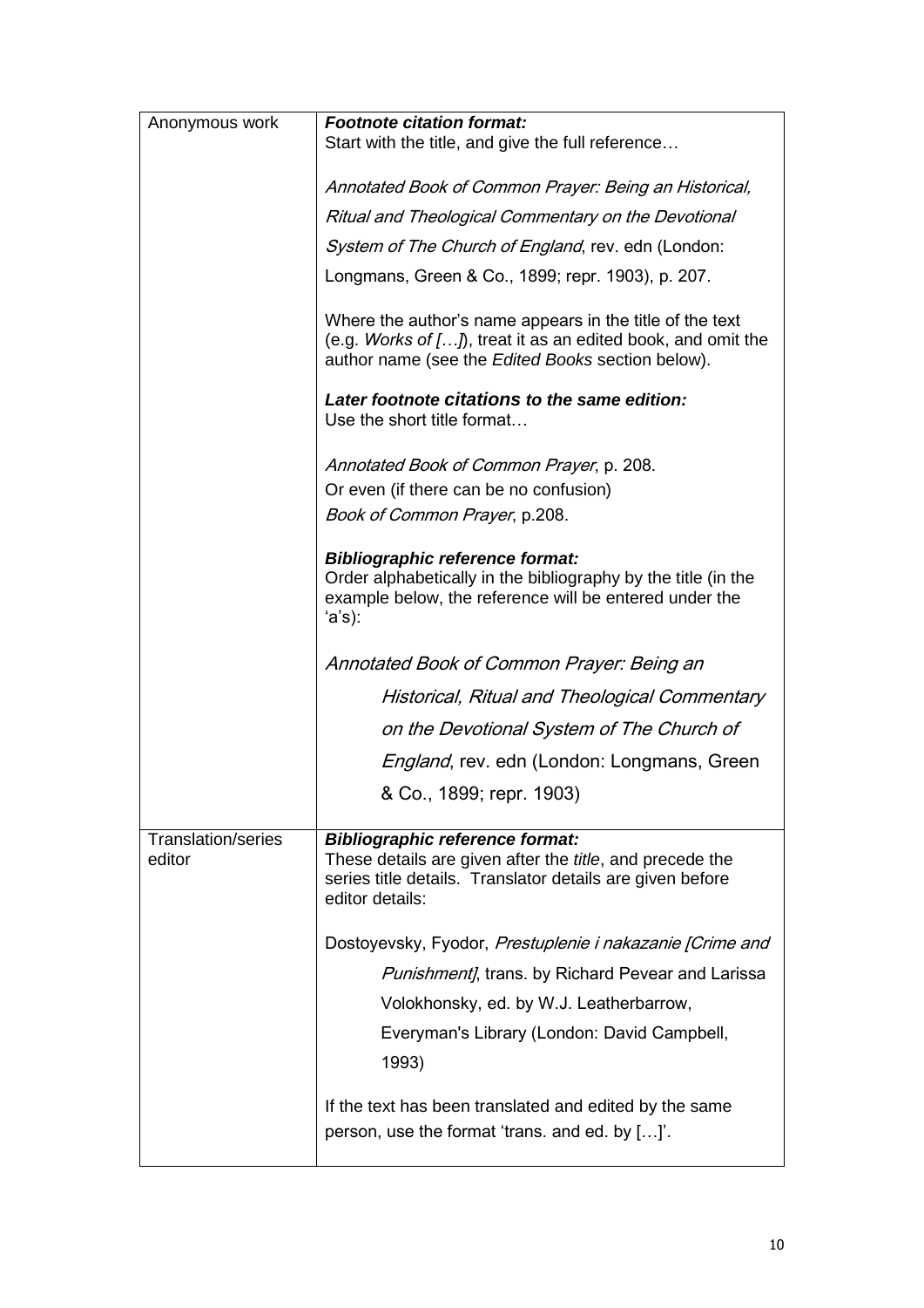| | |
|---|---|
| Anonymous work | ***Footnote citation format:***<br>Start with the title, and give the full reference…<br><br>*Annotated Book of Common Prayer: Being an Historical, Ritual and Theological Commentary on the Devotional System of The Church of England*, rev. edn (London: Longmans, Green & Co., 1899; repr. 1903), p. 207.<br><br>Where the author's name appears in the title of the text (e.g. *Works of […]*), treat it as an edited book, and omit the author name (see the *Edited Books* section below).<br><br>***Later footnote citations to the same edition:***<br>Use the short title format…<br><br>*Annotated Book of Common Prayer*, p. 208.<br>Or even (if there can be no confusion)<br>*Book of Common Prayer*, p.208.<br><br>***Bibliographic reference format:***<br>Order alphabetically in the bibliography by the title (in the example below, the reference will be entered under the 'a's):<br><br>*Annotated Book of Common Prayer: Being an Historical, Ritual and Theological Commentary on the Devotional System of The Church of England*, rev. edn (London: Longmans, Green & Co., 1899; repr. 1903) |
| Translation/series editor | ***Bibliographic reference format:***<br>These details are given after the *title*, and precede the series title details. Translator details are given before editor details:<br><br>Dostoyevsky, Fyodor, *Prestuplenie i nakazanie [Crime and Punishment]*, trans. by Richard Pevear and Larissa Volokhonsky, ed. by W.J. Leatherbarrow, Everyman's Library (London: David Campbell, 1993)<br><br>If the text has been translated and edited by the same person, use the format 'trans. and ed. by […]'. |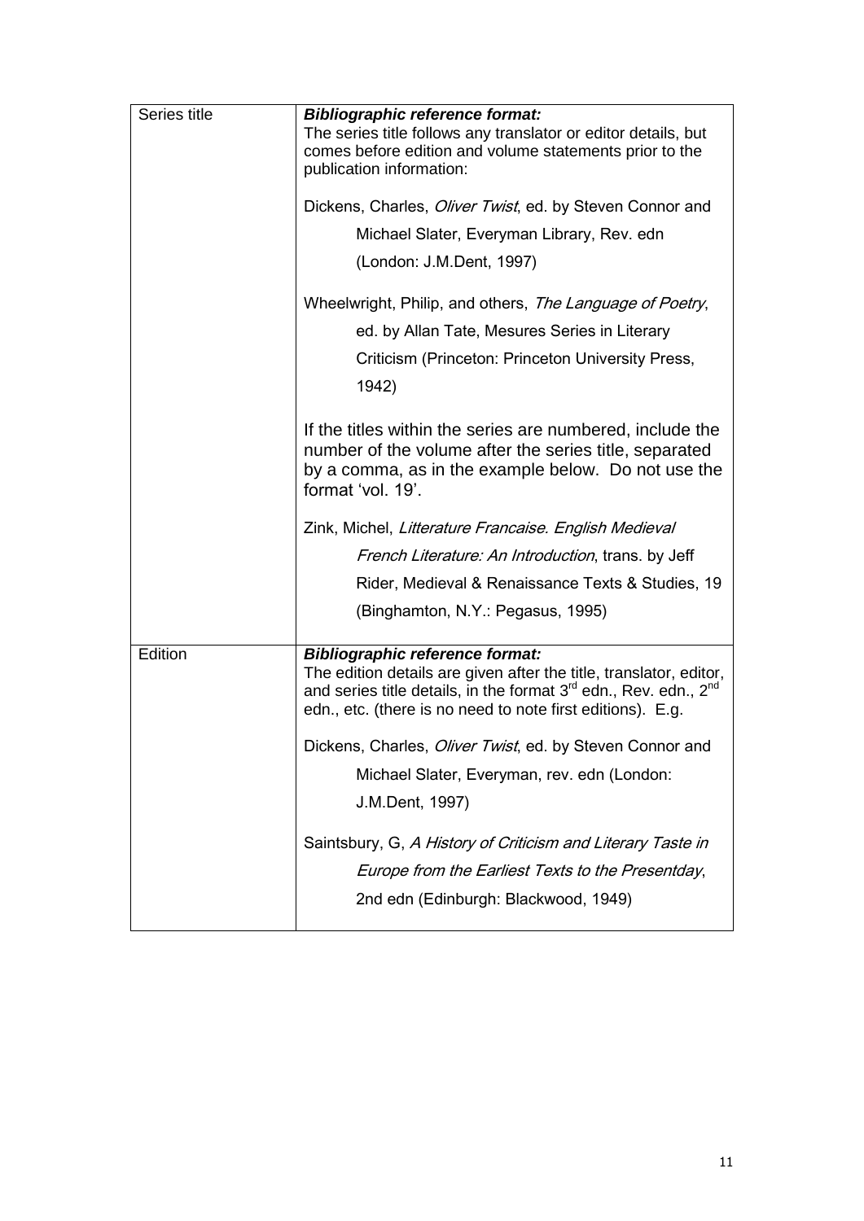| | |
|---|---|
| Series title | ***Bibliographic reference format:***<br>The series title follows any translator or editor details, but comes before edition and volume statements prior to the publication information:<br><br>Dickens, Charles, *Oliver Twist*, ed. by Steven Connor and Michael Slater, Everyman Library, Rev. edn (London: J.M.Dent, 1997)<br><br>Wheelwright, Philip, and others, *The Language of Poetry*, ed. by Allan Tate, Mesures Series in Literary Criticism (Princeton: Princeton University Press, 1942)<br><br>If the titles within the series are numbered, include the number of the volume after the series title, separated by a comma, as in the example below. Do not use the format 'vol. 19'.<br><br>Zink, Michel, *Litterature Francaise. English Medieval French Literature: An Introduction*, trans. by Jeff Rider, Medieval & Renaissance Texts & Studies, 19 (Binghamton, N.Y.: Pegasus, 1995) |
| Edition | ***Bibliographic reference format:***<br>The edition details are given after the title, translator, editor, and series title details, in the format 3rd edn., Rev. edn., 2nd edn., etc. (there is no need to note first editions). E.g.<br><br>Dickens, Charles, *Oliver Twist*, ed. by Steven Connor and Michael Slater, Everyman, rev. edn (London: J.M.Dent, 1997)<br><br>Saintsbury, G, *A History of Criticism and Literary Taste in Europe from the Earliest Texts to the Presentday*, 2nd edn (Edinburgh: Blackwood, 1949) |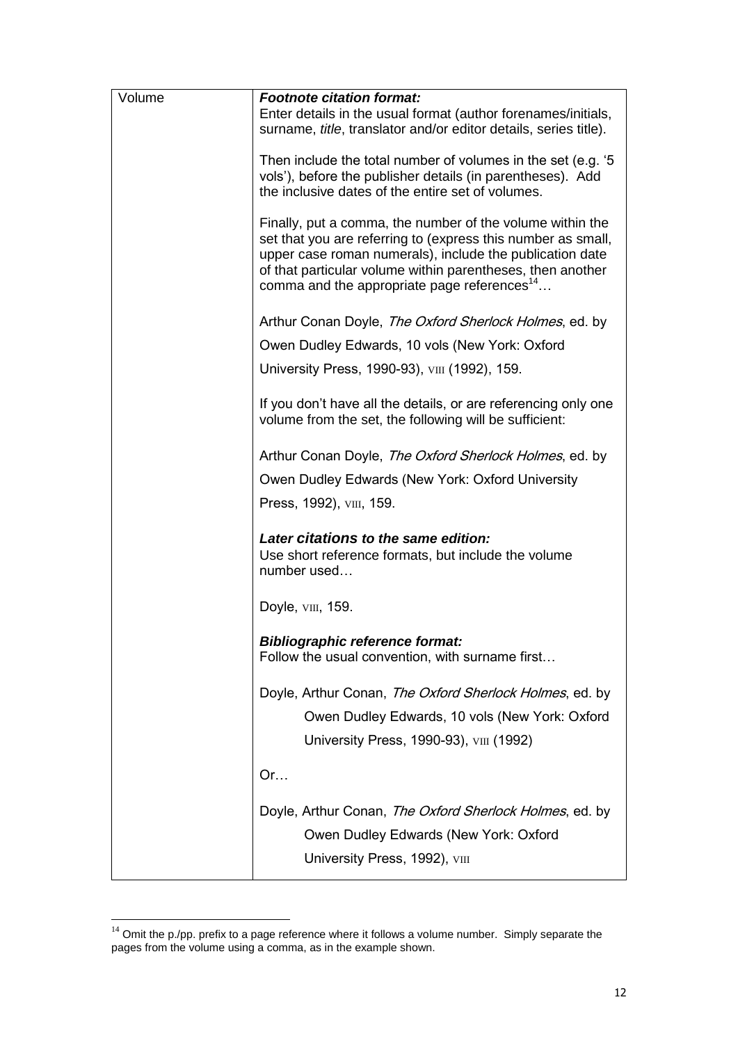| Volume | ***Footnote citation format:***<br>Enter details in the usual format (author forenames/initials, surname, *title*, translator and/or editor details, series title).<br><br>Then include the total number of volumes in the set (e.g. '5 vols'), before the publisher details (in parentheses). Add the inclusive dates of the entire set of volumes.<br><br>Finally, put a comma, the number of the volume within the set that you are referring to (express this number as small, upper case roman numerals), include the publication date of that particular volume within parentheses, then another comma and the appropriate page references[14]…<br><br>Arthur Conan Doyle, *The Oxford Sherlock Holmes*, ed. by Owen Dudley Edwards, 10 vols (New York: Oxford University Press, 1990-93), VIII (1992), 159.<br><br>If you don't have all the details, or are referencing only one volume from the set, the following will be sufficient:<br><br>Arthur Conan Doyle, *The Oxford Sherlock Holmes*, ed. by Owen Dudley Edwards (New York: Oxford University Press, 1992), VIII, 159.<br><br>***Later citations to the same edition:***<br>Use short reference formats, but include the volume number used…<br><br>Doyle, VIII, 159.<br><br>***Bibliographic reference format:***<br>Follow the usual convention, with surname first…<br><br>Doyle, Arthur Conan, *The Oxford Sherlock Holmes*, ed. by Owen Dudley Edwards, 10 vols (New York: Oxford University Press, 1990-93), VIII (1992)<br><br>Or…<br><br>Doyle, Arthur Conan, *The Oxford Sherlock Holmes*, ed. by Owen Dudley Edwards (New York: Oxford University Press, 1992), VIII |
|---|---|

[14] Omit the p./pp. prefix to a page reference where it follows a volume number. Simply separate the pages from the volume using a comma, as in the example shown.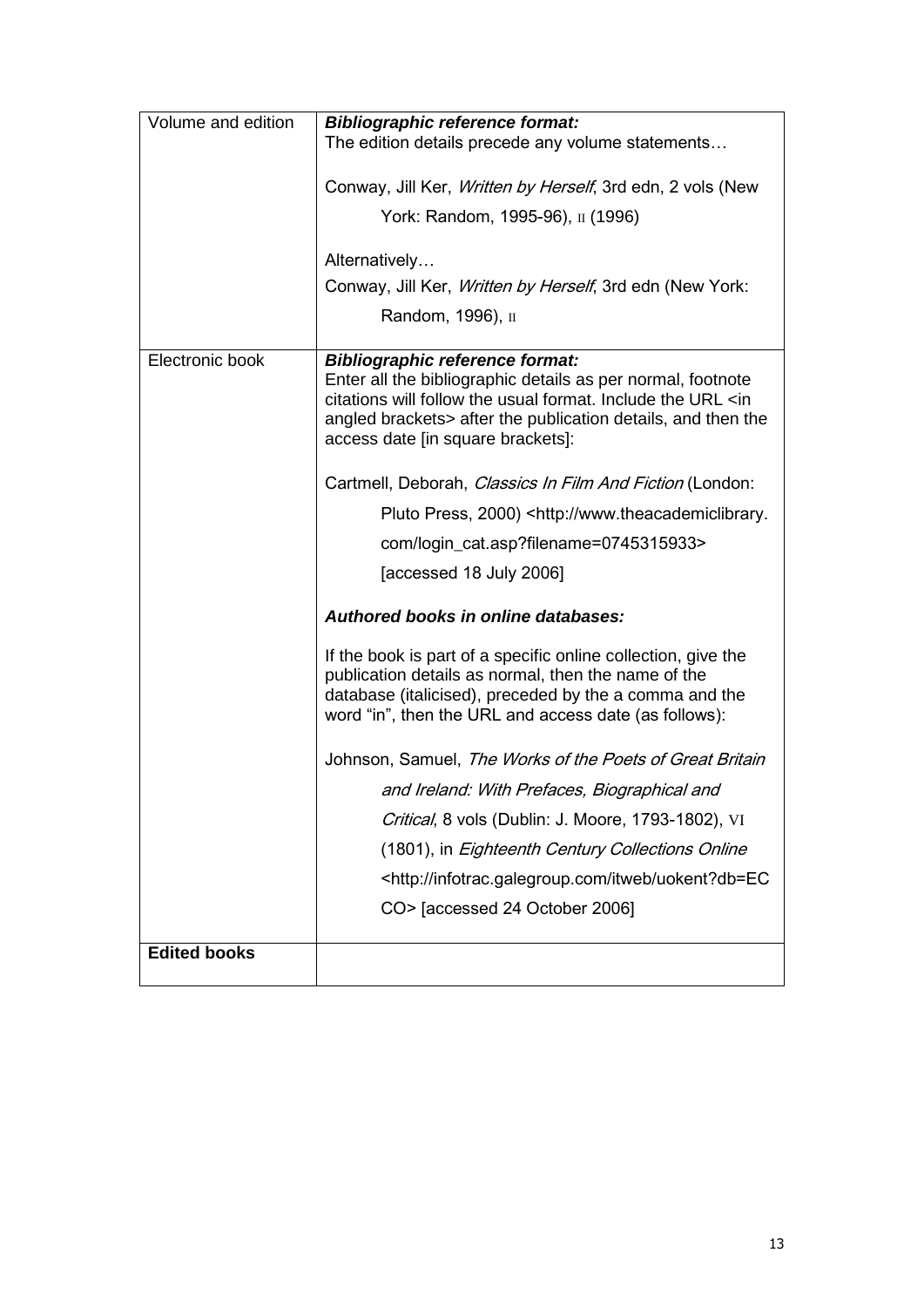| | |
|---|---|
| Volume and edition | ***Bibliographic reference format:***<br>The edition details precede any volume statements…<br><br>Conway, Jill Ker, *Written by Herself*, 3rd edn, 2 vols (New York: Random, 1995-96), II (1996)<br><br>Alternatively…<br>Conway, Jill Ker, *Written by Herself*, 3rd edn (New York: Random, 1996), II |
| Electronic book | ***Bibliographic reference format:***<br>Enter all the bibliographic details as per normal, footnote citations will follow the usual format. Include the URL <in angled brackets> after the publication details, and then the access date [in square brackets]:<br><br>Cartmell, Deborah, *Classics In Film And Fiction* (London: Pluto Press, 2000) <http://www.theacademiclibrary.com/login_cat.asp?filename=0745315933> [accessed 18 July 2006]<br><br>***Authored books in online databases:***<br><br>If the book is part of a specific online collection, give the publication details as normal, then the name of the database (italicised), preceded by the a comma and the word "in", then the URL and access date (as follows):<br><br>Johnson, Samuel, *The Works of the Poets of Great Britain and Ireland: With Prefaces, Biographical and Critical*, 8 vols (Dublin: J. Moore, 1793-1802), VI (1801), in *Eighteenth Century Collections Online* <http://infotrac.galegroup.com/itweb/uokent?db=ECCO> [accessed 24 October 2006] |
| **Edited books** | |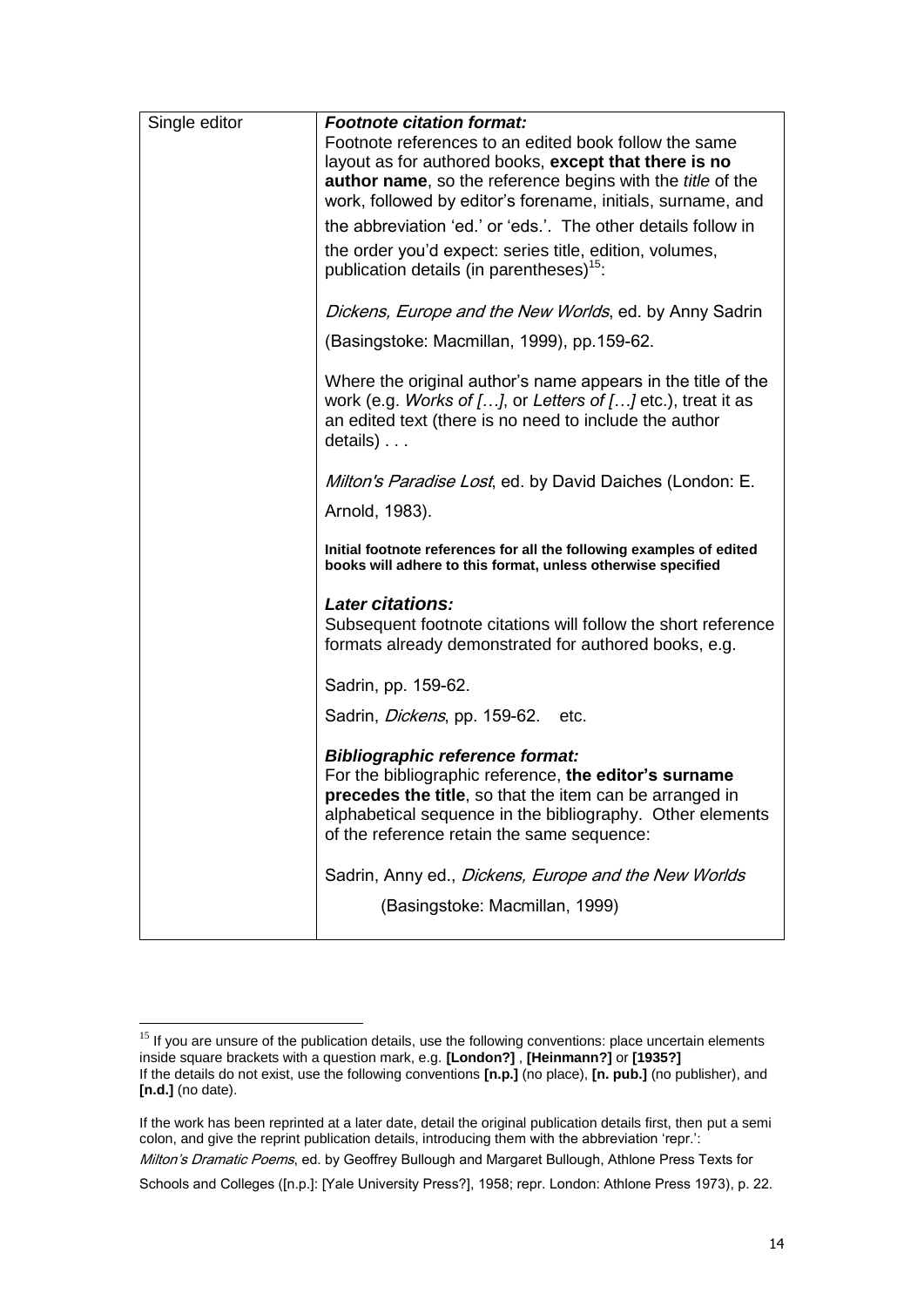| | |
|---|---|
| Single editor | ***Footnote citation format:*** <br> Footnote references to an edited book follow the same layout as for authored books, **except that there is no author name**, so the reference begins with the *title* of the work, followed by editor's forename, initials, surname, and the abbreviation 'ed.' or 'eds.'. The other details follow in the order you'd expect: series title, edition, volumes, publication details (in parentheses)[15]: <br><br> *Dickens, Europe and the New Worlds*, ed. by Anny Sadrin (Basingstoke: Macmillan, 1999), pp.159-62. <br><br> Where the original author's name appears in the title of the work (e.g. *Works of […]*, or *Letters of […]* etc.), treat it as an edited text (there is no need to include the author details) . . . <br><br> *Milton's Paradise Lost*, ed. by David Daiches (London: E. Arnold, 1983). <br><br> **Initial footnote references for all the following examples of edited books will adhere to this format, unless otherwise specified** <br><br> ***Later citations:*** <br> Subsequent footnote citations will follow the short reference formats already demonstrated for authored books, e.g. <br><br> Sadrin, pp. 159-62. <br><br> Sadrin, *Dickens*, pp. 159-62. etc. <br><br> ***Bibliographic reference format:*** <br> For the bibliographic reference, **the editor's surname precedes the title**, so that the item can be arranged in alphabetical sequence in the bibliography. Other elements of the reference retain the same sequence: <br><br> Sadrin, Anny ed., *Dickens, Europe and the New Worlds* (Basingstoke: Macmillan, 1999) |

[15] If you are unsure of the publication details, use the following conventions: place uncertain elements inside square brackets with a question mark, e.g. **[London?]** , **[Heinmann?]** or **[1935?]**
If the details do not exist, use the following conventions **[n.p.]** (no place), **[n. pub.]** (no publisher), and **[n.d.]** (no date).

If the work has been reprinted at a later date, detail the original publication details first, then put a semi colon, and give the reprint publication details, introducing them with the abbreviation 'repr.':
*Milton's Dramatic Poems*, ed. by Geoffrey Bullough and Margaret Bullough, Athlone Press Texts for Schools and Colleges ([n.p.]: [Yale University Press?], 1958; repr. London: Athlone Press 1973), p. 22.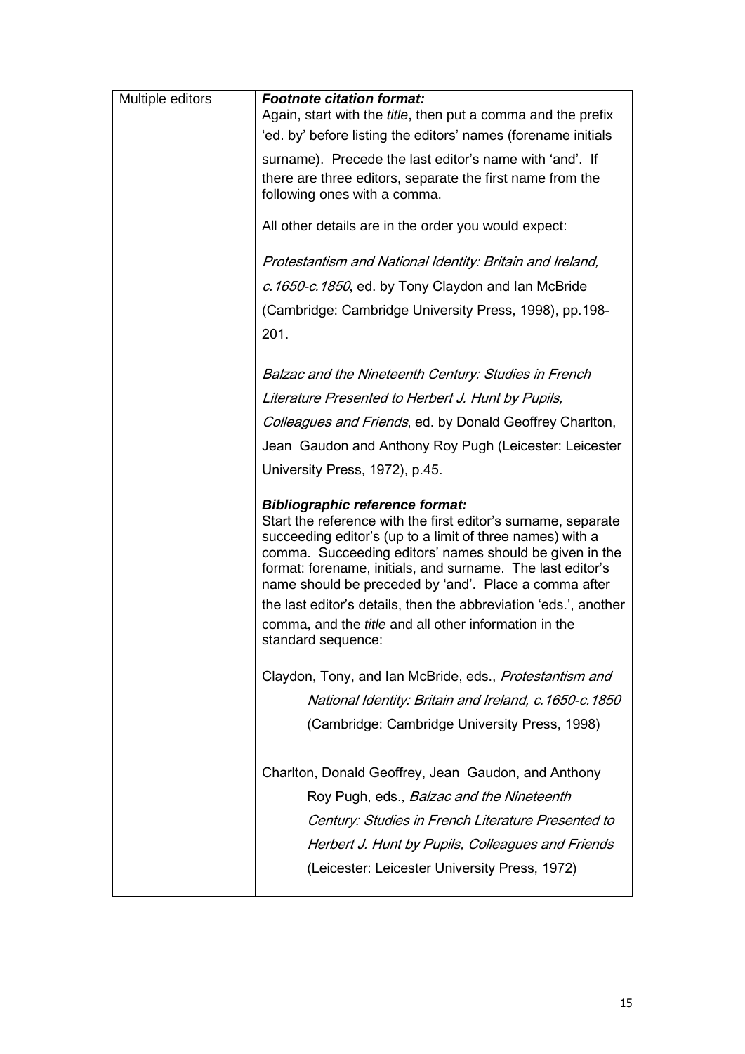| Multiple editors | ***Footnote citation format:***<br>Again, start with the *title*, then put a comma and the prefix 'ed. by' before listing the editors' names (forename initials surname). Precede the last editor's name with 'and'. If there are three editors, separate the first name from the following ones with a comma.<br><br>All other details are in the order you would expect:<br><br>*Protestantism and National Identity: Britain and Ireland, c.1650-c.1850*, ed. by Tony Claydon and Ian McBride (Cambridge: Cambridge University Press, 1998), pp.198-201.<br><br>*Balzac and the Nineteenth Century: Studies in French Literature Presented to Herbert J. Hunt by Pupils, Colleagues and Friends*, ed. by Donald Geoffrey Charlton, Jean Gaudon and Anthony Roy Pugh (Leicester: Leicester University Press, 1972), p.45.<br><br>***Bibliographic reference format:***<br>Start the reference with the first editor's surname, separate succeeding editor's (up to a limit of three names) with a comma. Succeeding editors' names should be given in the format: forename, initials, and surname. The last editor's name should be preceded by 'and'. Place a comma after the last editor's details, then the abbreviation 'eds.', another comma, and the *title* and all other information in the standard sequence:<br><br>Claydon, Tony, and Ian McBride, eds., *Protestantism and National Identity: Britain and Ireland, c.1650-c.1850* (Cambridge: Cambridge University Press, 1998)<br><br>Charlton, Donald Geoffrey, Jean Gaudon, and Anthony Roy Pugh, eds., *Balzac and the Nineteenth Century: Studies in French Literature Presented to Herbert J. Hunt by Pupils, Colleagues and Friends* (Leicester: Leicester University Press, 1972) |
|---|---|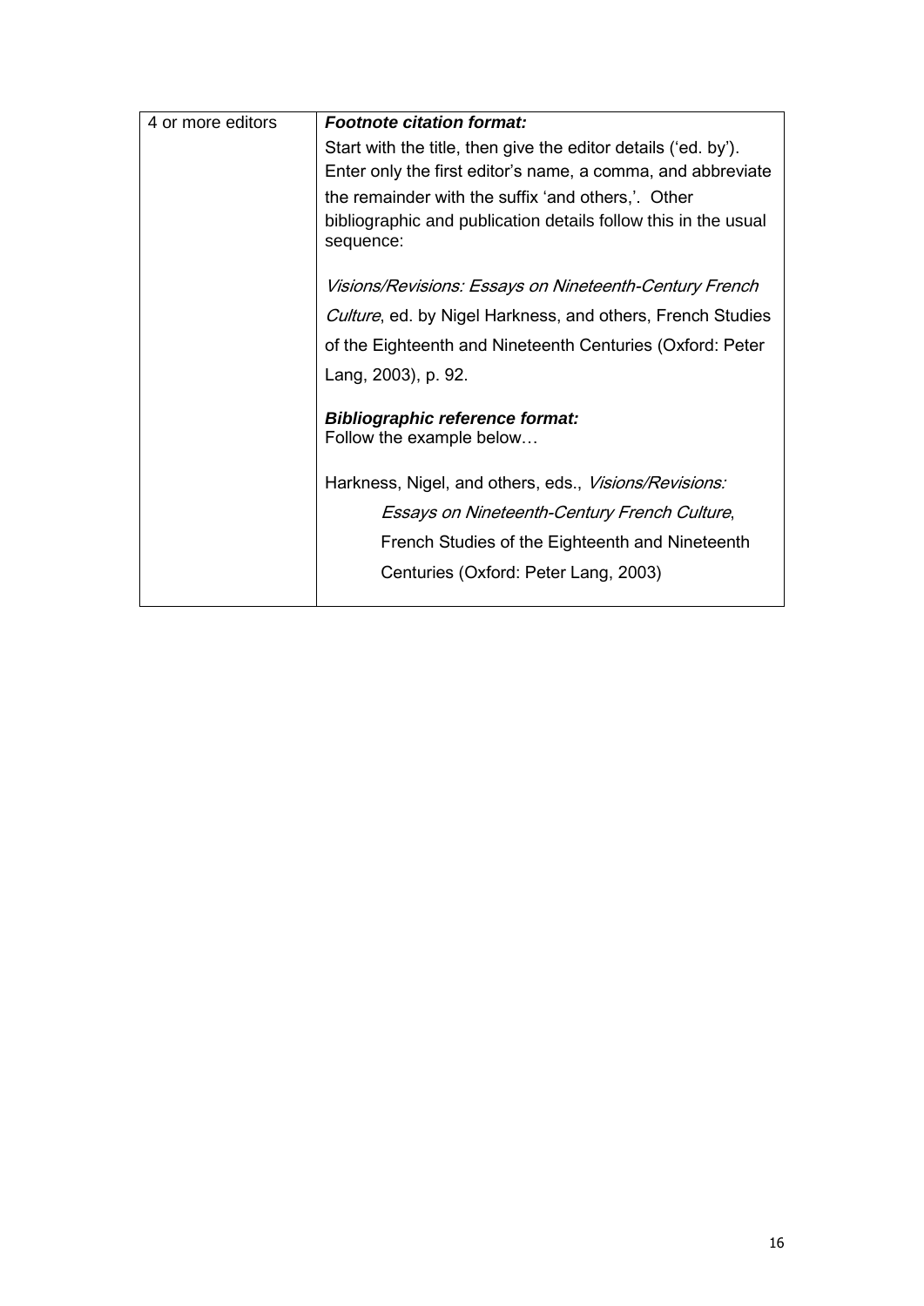| 4 or more editors | ***Footnote citation format:*** Start with the title, then give the editor details ('ed. by'). Enter only the first editor's name, a comma, and abbreviate the remainder with the suffix 'and others,'. Other bibliographic and publication details follow this in the usual sequence:<br><br>*Visions/Revisions: Essays on Nineteenth-Century French Culture*, ed. by Nigel Harkness, and others, French Studies of the Eighteenth and Nineteenth Centuries (Oxford: Peter Lang, 2003), p. 92.<br><br>***Bibliographic reference format:*** Follow the example below…<br><br>Harkness, Nigel, and others, eds., *Visions/Revisions: Essays on Nineteenth-Century French Culture*, French Studies of the Eighteenth and Nineteenth Centuries (Oxford: Peter Lang, 2003) |
|---|---|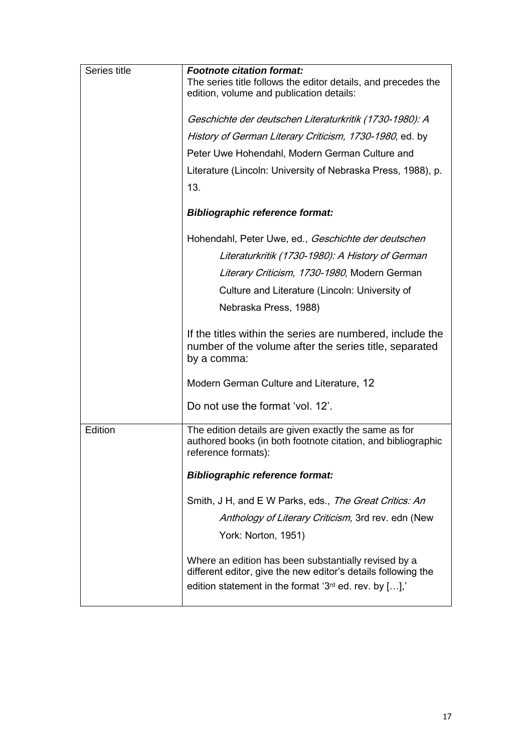| | |
|---|---|
| Series title | ***Footnote citation format:***<br>The series title follows the editor details, and precedes the edition, volume and publication details:<br><br>*Geschichte der deutschen Literaturkritik (1730-1980): A History of German Literary Criticism, 1730-1980*, ed. by Peter Uwe Hohendahl, Modern German Culture and Literature (Lincoln: University of Nebraska Press, 1988), p. 13.<br><br>***Bibliographic reference format:***<br><br>Hohendahl, Peter Uwe, ed., *Geschichte der deutschen Literaturkritik (1730-1980): A History of German Literary Criticism, 1730-1980*, Modern German Culture and Literature (Lincoln: University of Nebraska Press, 1988)<br><br>If the titles within the series are numbered, include the number of the volume after the series title, separated by a comma:<br><br>Modern German Culture and Literature, 12<br><br>Do not use the format 'vol. 12'. |
| Edition | The edition details are given exactly the same as for authored books (in both footnote citation, and bibliographic reference formats):<br><br>***Bibliographic reference format:***<br><br>Smith, J H, and E W Parks, eds., *The Great Critics: An Anthology of Literary Criticism*, 3rd rev. edn (New York: Norton, 1951)<br><br>Where an edition has been substantially revised by a different editor, give the new editor's details following the edition statement in the format '3rd ed. rev. by […],' |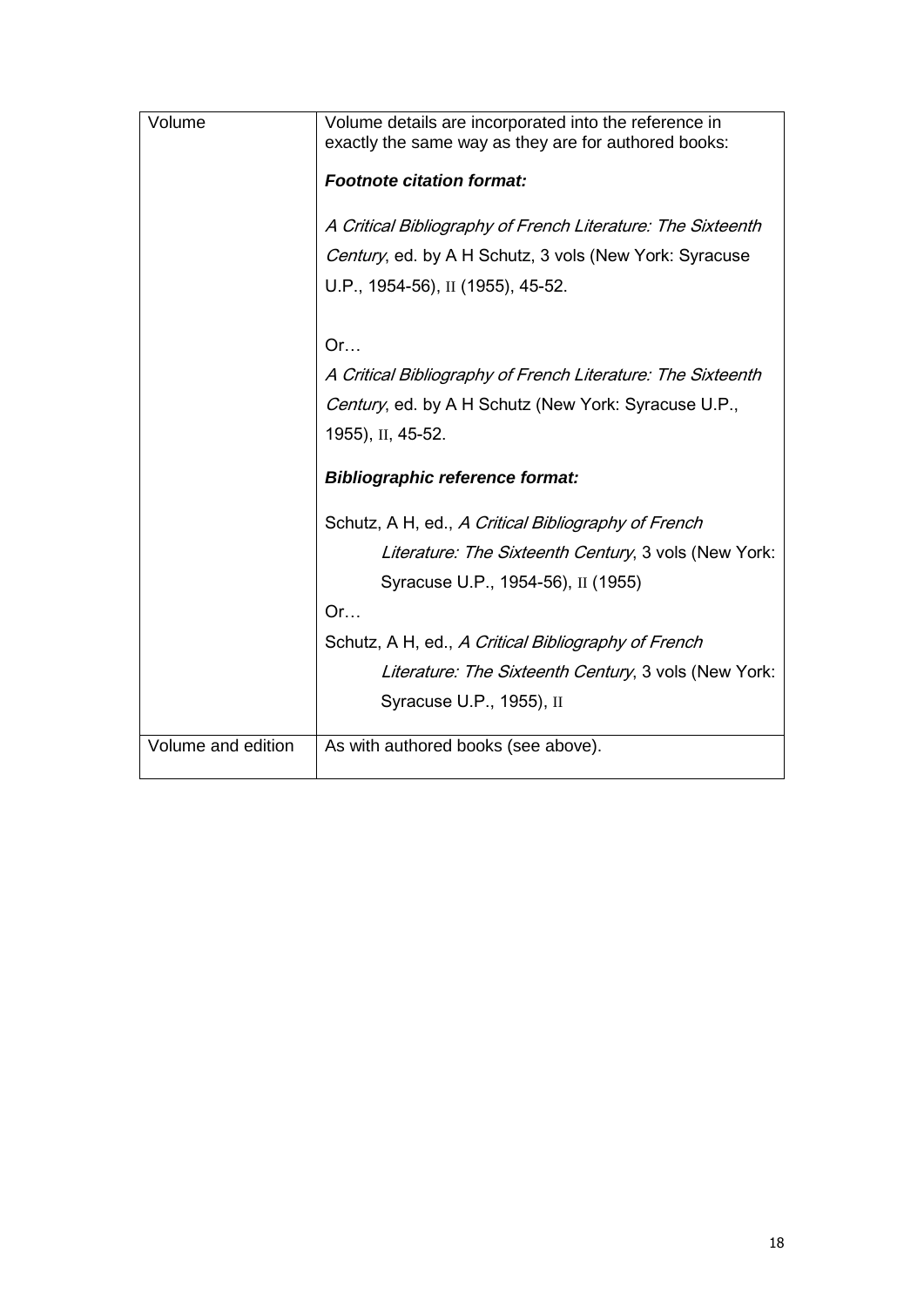| Volume | Volume details are incorporated into the reference in exactly the same way as they are for authored books:<br><br>***Footnote citation format:***<br><br>*A Critical Bibliography of French Literature: The Sixteenth Century*, ed. by A H Schutz, 3 vols (New York: Syracuse U.P., 1954-56), II (1955), 45-52.<br><br>Or…<br>*A Critical Bibliography of French Literature: The Sixteenth Century*, ed. by A H Schutz (New York: Syracuse U.P., 1955), II, 45-52.<br><br>***Bibliographic reference format:***<br><br>Schutz, A H, ed., *A Critical Bibliography of French Literature: The Sixteenth Century*, 3 vols (New York: Syracuse U.P., 1954-56), II (1955)<br>Or…<br>Schutz, A H, ed., *A Critical Bibliography of French Literature: The Sixteenth Century*, 3 vols (New York: Syracuse U.P., 1955), II |
|---|---|
| Volume and edition | As with authored books (see above). |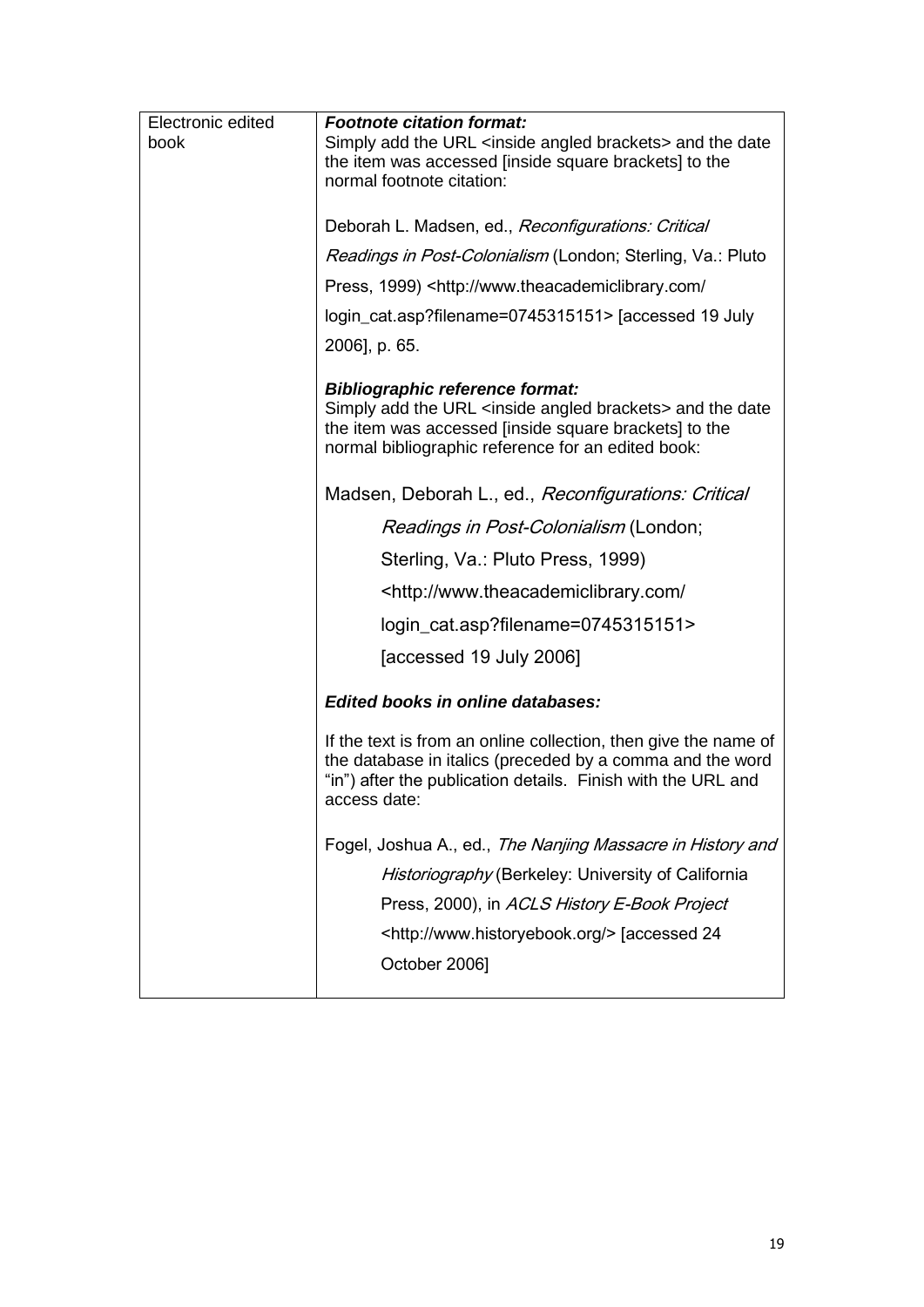| | |
|---|---|
| Electronic edited book | ***Footnote citation format:***<br>Simply add the URL <inside angled brackets> and the date the item was accessed [inside square brackets] to the normal footnote citation:<br><br>Deborah L. Madsen, ed., *Reconfigurations: Critical Readings in Post-Colonialism* (London; Sterling, Va.: Pluto Press, 1999) <http://www.theacademiclibrary.com/ login_cat.asp?filename=0745315151> [accessed 19 July 2006], p. 65.<br><br>***Bibliographic reference format:***<br>Simply add the URL <inside angled brackets> and the date the item was accessed [inside square brackets] to the normal bibliographic reference for an edited book:<br><br>Madsen, Deborah L., ed., *Reconfigurations: Critical Readings in Post-Colonialism* (London; Sterling, Va.: Pluto Press, 1999) <http://www.theacademiclibrary.com/ login_cat.asp?filename=0745315151> [accessed 19 July 2006]<br><br>***Edited books in online databases:***<br><br>If the text is from an online collection, then give the name of the database in italics (preceded by a comma and the word "in") after the publication details. Finish with the URL and access date:<br><br>Fogel, Joshua A., ed., *The Nanjing Massacre in History and Historiography* (Berkeley: University of California Press, 2000), in *ACLS History E-Book Project* <http://www.historyebook.org/> [accessed 24 October 2006] |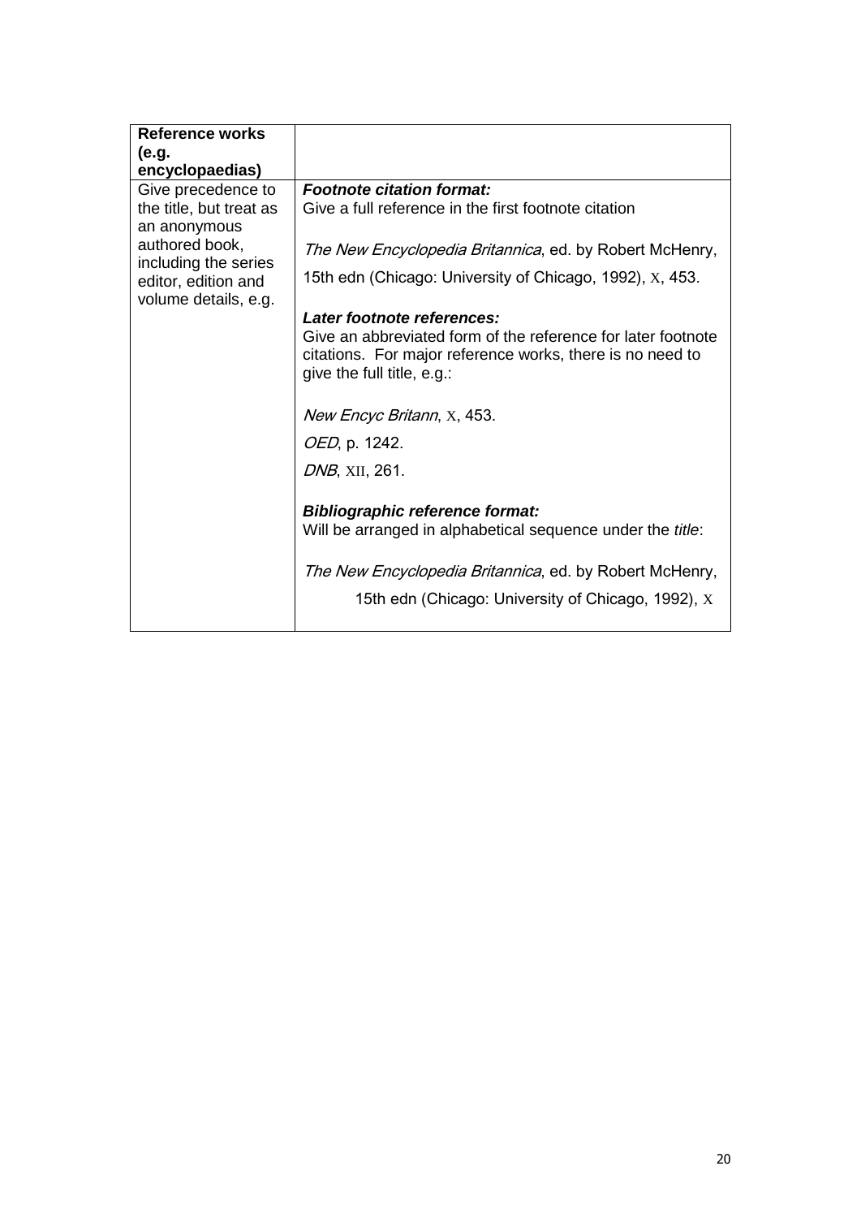| **Reference works (e.g. encyclopaedias)** | |
|---|---|
| Give precedence to the title, but treat as an anonymous authored book, including the series editor, edition and volume details, e.g. | ***Footnote citation format:***<br>Give a full reference in the first footnote citation<br><br>*The New Encyclopedia Britannica*, ed. by Robert McHenry, 15th edn (Chicago: University of Chicago, 1992), X, 453.<br><br>***Later footnote references:***<br>Give an abbreviated form of the reference for later footnote citations. For major reference works, there is no need to give the full title, e.g.:<br><br>*New Encyc Britann*, X, 453.<br><br>*OED*, p. 1242.<br><br>*DNB*, XII, 261.<br><br>***Bibliographic reference format:***<br>Will be arranged in alphabetical sequence under the *title*:<br><br>*The New Encyclopedia Britannica*, ed. by Robert McHenry, 15th edn (Chicago: University of Chicago, 1992), X |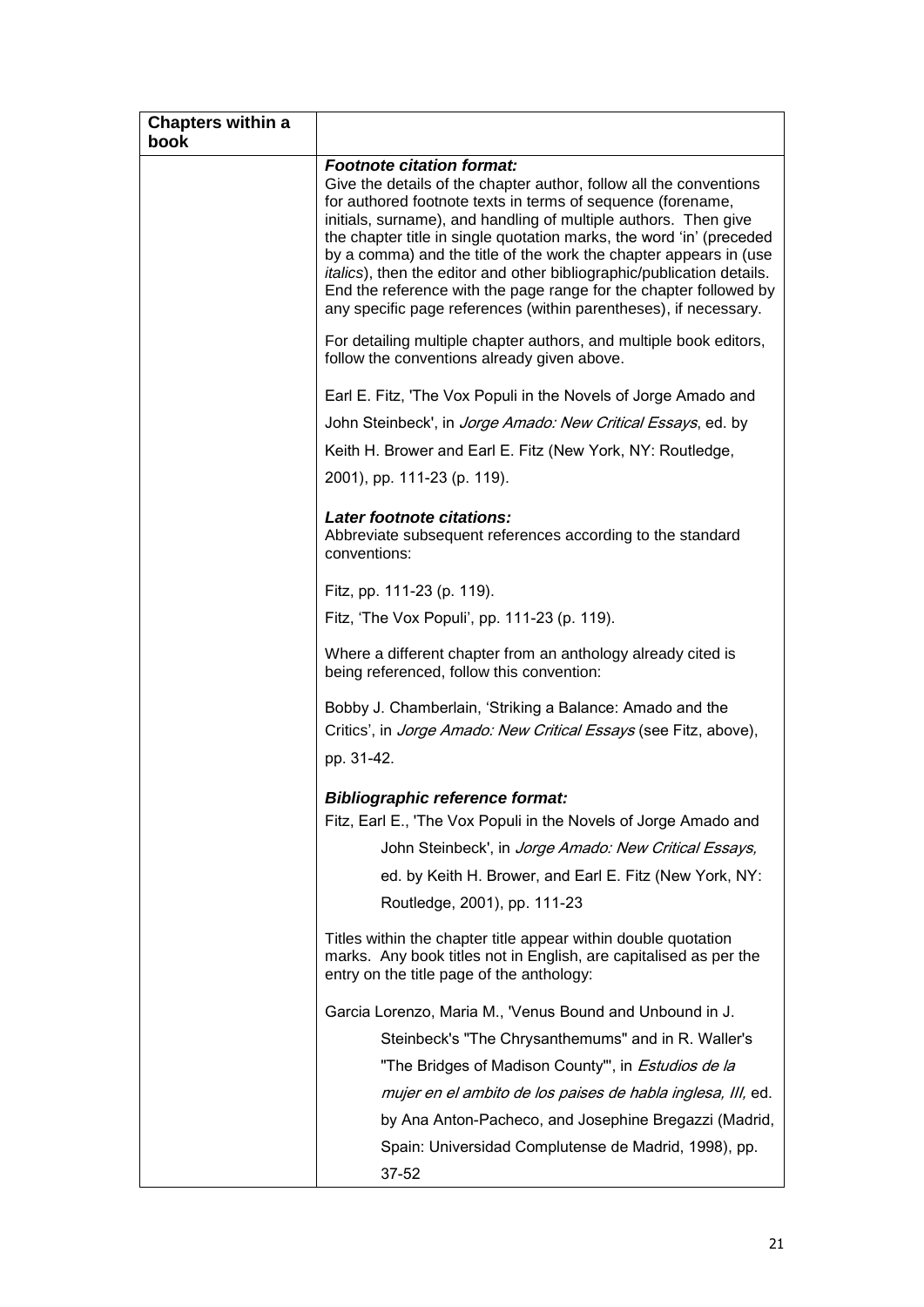| Chapters within a book | |
|---|---|
| | ***Footnote citation format:*** Give the details of the chapter author, follow all the conventions for authored footnote texts in terms of sequence (forename, initials, surname), and handling of multiple authors. Then give the chapter title in single quotation marks, the word 'in' (preceded by a comma) and the title of the work the chapter appears in (use *italics*), then the editor and other bibliographic/publication details. End the reference with the page range for the chapter followed by any specific page references (within parentheses), if necessary.<br><br>For detailing multiple chapter authors, and multiple book editors, follow the conventions already given above.<br><br>Earl E. Fitz, 'The Vox Populi in the Novels of Jorge Amado and John Steinbeck', in *Jorge Amado: New Critical Essays*, ed. by Keith H. Brower and Earl E. Fitz (New York, NY: Routledge, 2001), pp. 111-23 (p. 119).<br><br>***Later footnote citations:*** Abbreviate subsequent references according to the standard conventions:<br><br>Fitz, pp. 111-23 (p. 119).<br>Fitz, 'The Vox Populi', pp. 111-23 (p. 119).<br><br>Where a different chapter from an anthology already cited is being referenced, follow this convention:<br><br>Bobby J. Chamberlain, 'Striking a Balance: Amado and the Critics', in *Jorge Amado: New Critical Essays* (see Fitz, above), pp. 31-42.<br><br>***Bibliographic reference format:*** Fitz, Earl E., 'The Vox Populi in the Novels of Jorge Amado and John Steinbeck', in *Jorge Amado: New Critical Essays,* ed. by Keith H. Brower, and Earl E. Fitz (New York, NY: Routledge, 2001), pp. 111-23<br><br>Titles within the chapter title appear within double quotation marks. Any book titles not in English, are capitalised as per the entry on the title page of the anthology:<br><br>Garcia Lorenzo, Maria M., 'Venus Bound and Unbound in J. Steinbeck's "The Chrysanthemums" and in R. Waller's "The Bridges of Madison County"', in *Estudios de la mujer en el ambito de los paises de habla inglesa, III,* ed. by Ana Anton-Pacheco, and Josephine Bregazzi (Madrid, Spain: Universidad Complutense de Madrid, 1998), pp. 37-52 |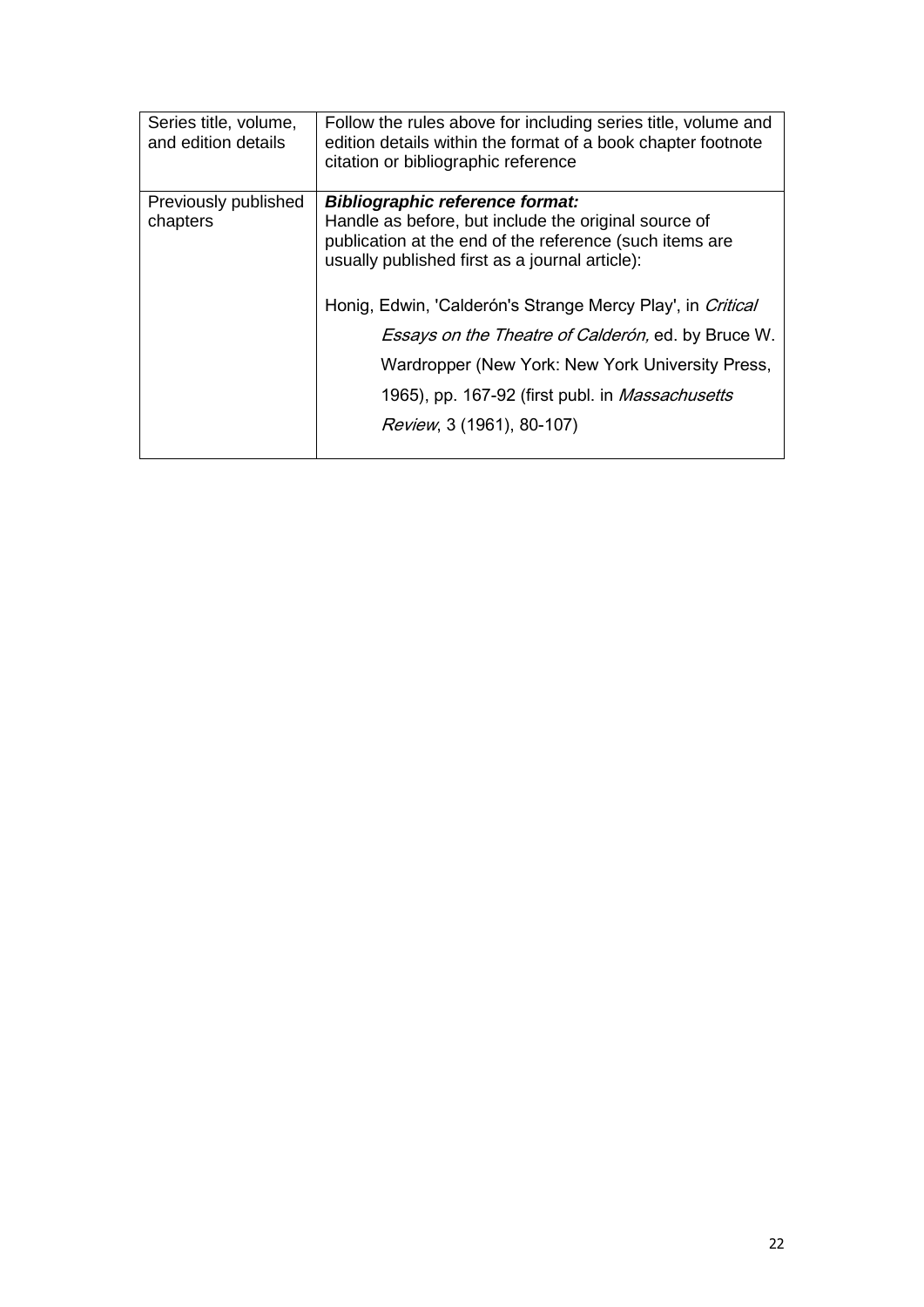| | |
|---|---|
| Series title, volume, and edition details | Follow the rules above for including series title, volume and edition details within the format of a book chapter footnote citation or bibliographic reference |
| Previously published chapters | ***Bibliographic reference format:***<br>Handle as before, but include the original source of publication at the end of the reference (such items are usually published first as a journal article):<br><br>Honig, Edwin, 'Calderón's Strange Mercy Play', in *Critical Essays on the Theatre of Calderón,* ed. by Bruce W. Wardropper (New York: New York University Press, 1965), pp. 167-92 (first publ. in *Massachusetts Review*, 3 (1961), 80-107) |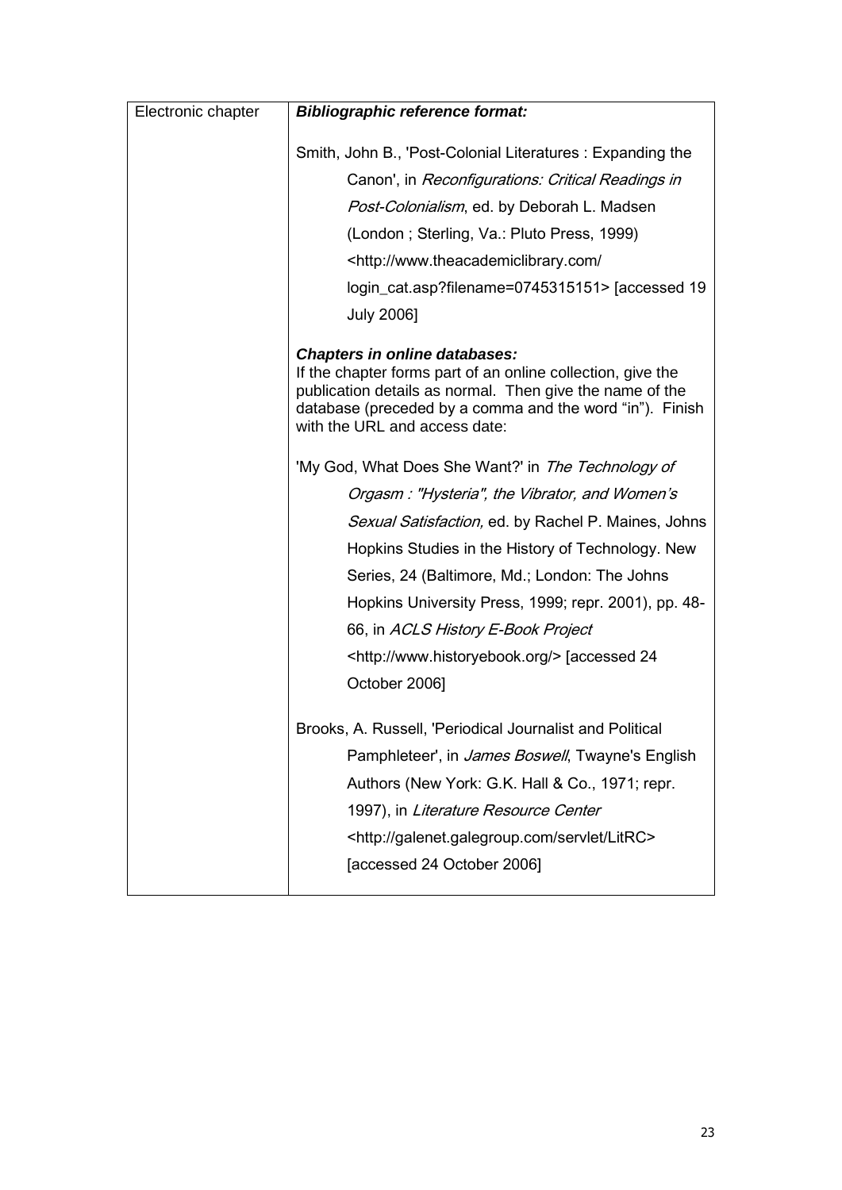| Electronic chapter | ***Bibliographic reference format:***<br><br>Smith, John B., 'Post-Colonial Literatures : Expanding the Canon', in *Reconfigurations: Critical Readings in Post-Colonialism*, ed. by Deborah L. Madsen (London ; Sterling, Va.: Pluto Press, 1999) <http://www.theacademiclibrary.com/ login_cat.asp?filename=0745315151> [accessed 19 July 2006]<br><br>***Chapters in online databases:***<br>If the chapter forms part of an online collection, give the publication details as normal. Then give the name of the database (preceded by a comma and the word "in"). Finish with the URL and access date:<br><br>'My God, What Does She Want?' in *The Technology of Orgasm : "Hysteria", the Vibrator, and Women's Sexual Satisfaction,* ed. by Rachel P. Maines, Johns Hopkins Studies in the History of Technology. New Series, 24 (Baltimore, Md.; London: The Johns Hopkins University Press, 1999; repr. 2001), pp. 48-66, in *ACLS History E-Book Project* <http://www.historyebook.org/> [accessed 24 October 2006]<br><br>Brooks, A. Russell, 'Periodical Journalist and Political Pamphleteer', in *James Boswell*, Twayne's English Authors (New York: G.K. Hall & Co., 1971; repr. 1997), in *Literature Resource Center* <http://galenet.galegroup.com/servlet/LitRC> [accessed 24 October 2006] |
|---|---|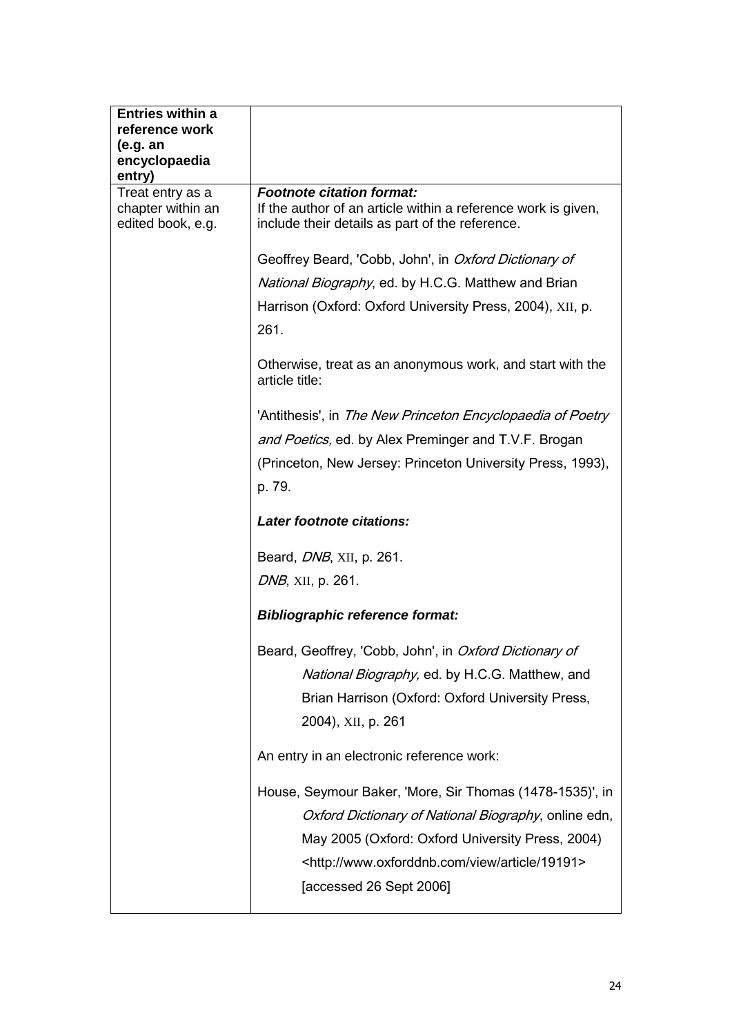| **Entries within a reference work (e.g. an encyclopaedia entry)** | |
|---|---|
| Treat entry as a chapter within an edited book, e.g. | ***Footnote citation format:***<br>If the author of an article within a reference work is given, include their details as part of the reference.<br><br>Geoffrey Beard, 'Cobb, John', in *Oxford Dictionary of National Biography*, ed. by H.C.G. Matthew and Brian Harrison (Oxford: Oxford University Press, 2004), XII, p. 261.<br><br>Otherwise, treat as an anonymous work, and start with the article title:<br><br>'Antithesis', in *The New Princeton Encyclopaedia of Poetry and Poetics,* ed. by Alex Preminger and T.V.F. Brogan (Princeton, New Jersey: Princeton University Press, 1993), p. 79.<br><br>***Later footnote citations:***<br><br>Beard, *DNB*, XII, p. 261.<br>*DNB*, XII, p. 261.<br><br>***Bibliographic reference format:***<br><br>Beard, Geoffrey, 'Cobb, John', in *Oxford Dictionary of National Biography,* ed. by H.C.G. Matthew, and Brian Harrison (Oxford: Oxford University Press, 2004), XII, p. 261<br><br>An entry in an electronic reference work:<br><br>House, Seymour Baker, 'More, Sir Thomas (1478-1535)', in *Oxford Dictionary of National Biography*, online edn, May 2005 (Oxford: Oxford University Press, 2004) <http://www.oxforddnb.com/view/article/19191> [accessed 26 Sept 2006] |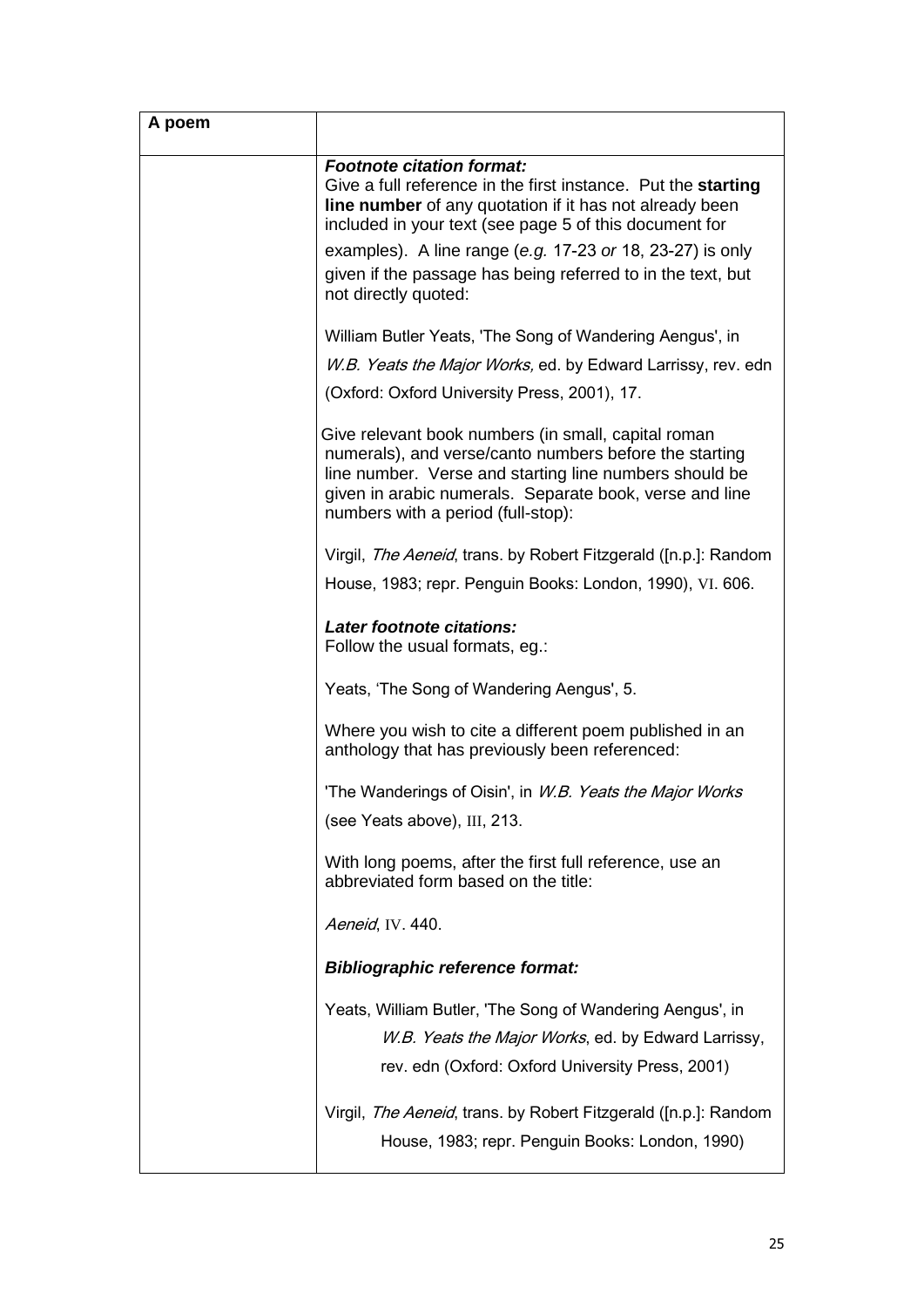| A poem | |
|---|---|
| | ***Footnote citation format:*** Give a full reference in the first instance. Put the **starting line number** of any quotation if it has not already been included in your text (see page 5 of this document for examples). A line range (*e.g.* 17-23 *or* 18, 23-27) is only given if the passage has being referred to in the text, but not directly quoted:<br><br>William Butler Yeats, 'The Song of Wandering Aengus', in *W.B. Yeats the Major Works,* ed. by Edward Larrissy, rev. edn (Oxford: Oxford University Press, 2001), 17.<br><br>Give relevant book numbers (in small, capital roman numerals), and verse/canto numbers before the starting line number. Verse and starting line numbers should be given in arabic numerals. Separate book, verse and line numbers with a period (full-stop):<br><br>Virgil, *The Aeneid*, trans. by Robert Fitzgerald ([n.p.]: Random House, 1983; repr. Penguin Books: London, 1990), VI. 606.<br><br>***Later footnote citations:*** Follow the usual formats, eg.:<br><br>Yeats, 'The Song of Wandering Aengus', 5.<br><br>Where you wish to cite a different poem published in an anthology that has previously been referenced:<br><br>'The Wanderings of Oisin', in *W.B. Yeats the Major Works* (see Yeats above), III, 213.<br><br>With long poems, after the first full reference, use an abbreviated form based on the title:<br><br>*Aeneid*, IV. 440.<br><br>***Bibliographic reference format:***<br><br>Yeats, William Butler, 'The Song of Wandering Aengus', in *W.B. Yeats the Major Works*, ed. by Edward Larrissy, rev. edn (Oxford: Oxford University Press, 2001)<br><br>Virgil, *The Aeneid*, trans. by Robert Fitzgerald ([n.p.]: Random House, 1983; repr. Penguin Books: London, 1990) |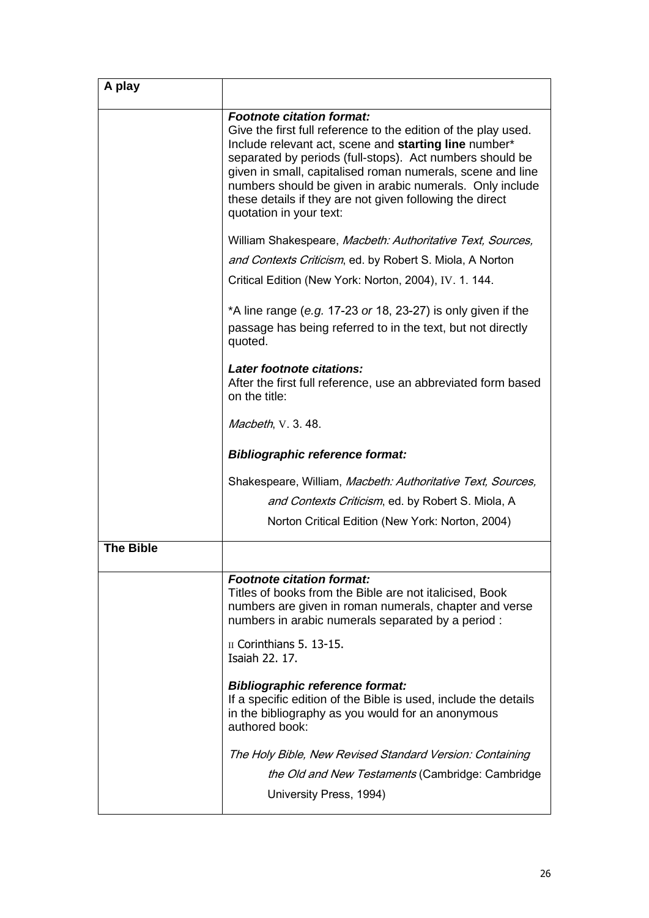| A play | |
|---|---|
| | ***Footnote citation format:***<br>Give the first full reference to the edition of the play used. Include relevant act, scene and **starting line** number* separated by periods (full-stops). Act numbers should be given in small, capitalised roman numerals, scene and line numbers should be given in arabic numerals. Only include these details if they are not given following the direct quotation in your text:<br><br>William Shakespeare, *Macbeth: Authoritative Text, Sources, and Contexts Criticism*, ed. by Robert S. Miola, A Norton Critical Edition (New York: Norton, 2004), IV. 1. 144.<br><br>*A line range (*e.g.* 17-23 *or* 18, 23-27) is only given if the passage has being referred to in the text, but not directly quoted.<br><br>***Later footnote citations:***<br>After the first full reference, use an abbreviated form based on the title:<br><br>*Macbeth*, V. 3. 48.<br><br>***Bibliographic reference format:***<br><br>Shakespeare, William, *Macbeth: Authoritative Text, Sources, and Contexts Criticism*, ed. by Robert S. Miola, A Norton Critical Edition (New York: Norton, 2004) |
| **The Bible** | |
| | ***Footnote citation format:***<br>Titles of books from the Bible are not italicised, Book numbers are given in roman numerals, chapter and verse numbers in arabic numerals separated by a period :<br><br>II Corinthians 5. 13-15.<br>Isaiah 22. 17.<br><br>***Bibliographic reference format:***<br>If a specific edition of the Bible is used, include the details in the bibliography as you would for an anonymous authored book:<br><br>*The Holy Bible, New Revised Standard Version: Containing the Old and New Testaments* (Cambridge: Cambridge University Press, 1994) |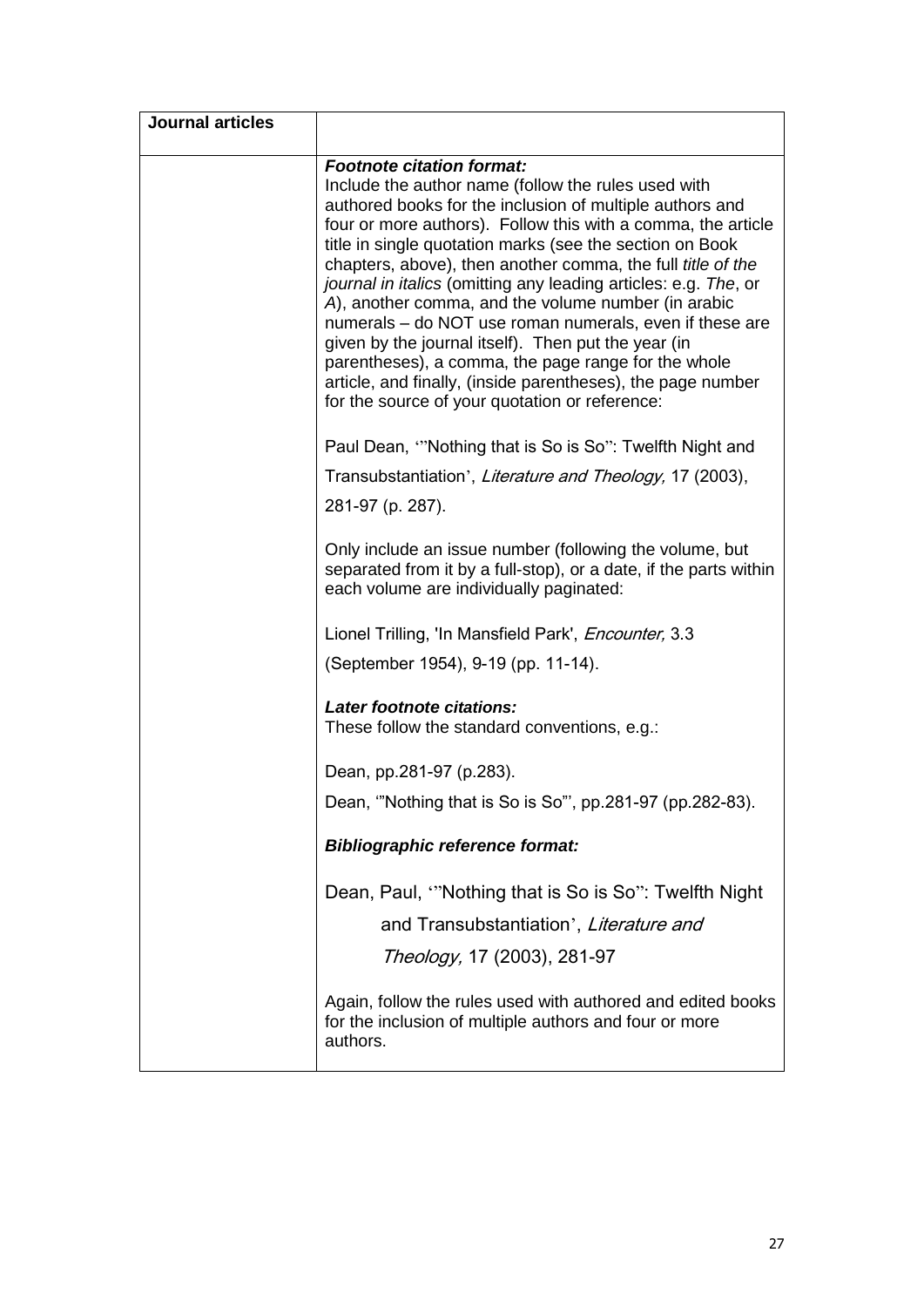| Journal articles | |
|---|---|
| | ***Footnote citation format:*** Include the author name (follow the rules used with authored books for the inclusion of multiple authors and four or more authors). Follow this with a comma, the article title in single quotation marks (see the section on Book chapters, above), then another comma, the full *title of the journal in italics* (omitting any leading articles: e.g. *The*, or *A*), another comma, and the volume number (in arabic numerals – do NOT use roman numerals, even if these are given by the journal itself). Then put the year (in parentheses), a comma, the page range for the whole article, and finally, (inside parentheses), the page number for the source of your quotation or reference:<br><br>Paul Dean, '"Nothing that is So is So": Twelfth Night and Transubstantiation', *Literature and Theology,* 17 (2003), 281-97 (p. 287).<br><br>Only include an issue number (following the volume, but separated from it by a full-stop), or a date, if the parts within each volume are individually paginated:<br><br>Lionel Trilling, 'In Mansfield Park', *Encounter,* 3.3 (September 1954), 9-19 (pp. 11-14).<br><br>***Later footnote citations:*** These follow the standard conventions, e.g.:<br><br>Dean, pp.281-97 (p.283).<br><br>Dean, '"Nothing that is So is So"', pp.281-97 (pp.282-83).<br><br>***Bibliographic reference format:***<br><br>Dean, Paul, '"Nothing that is So is So": Twelfth Night and Transubstantiation', *Literature and Theology,* 17 (2003), 281-97<br><br>Again, follow the rules used with authored and edited books for the inclusion of multiple authors and four or more authors. |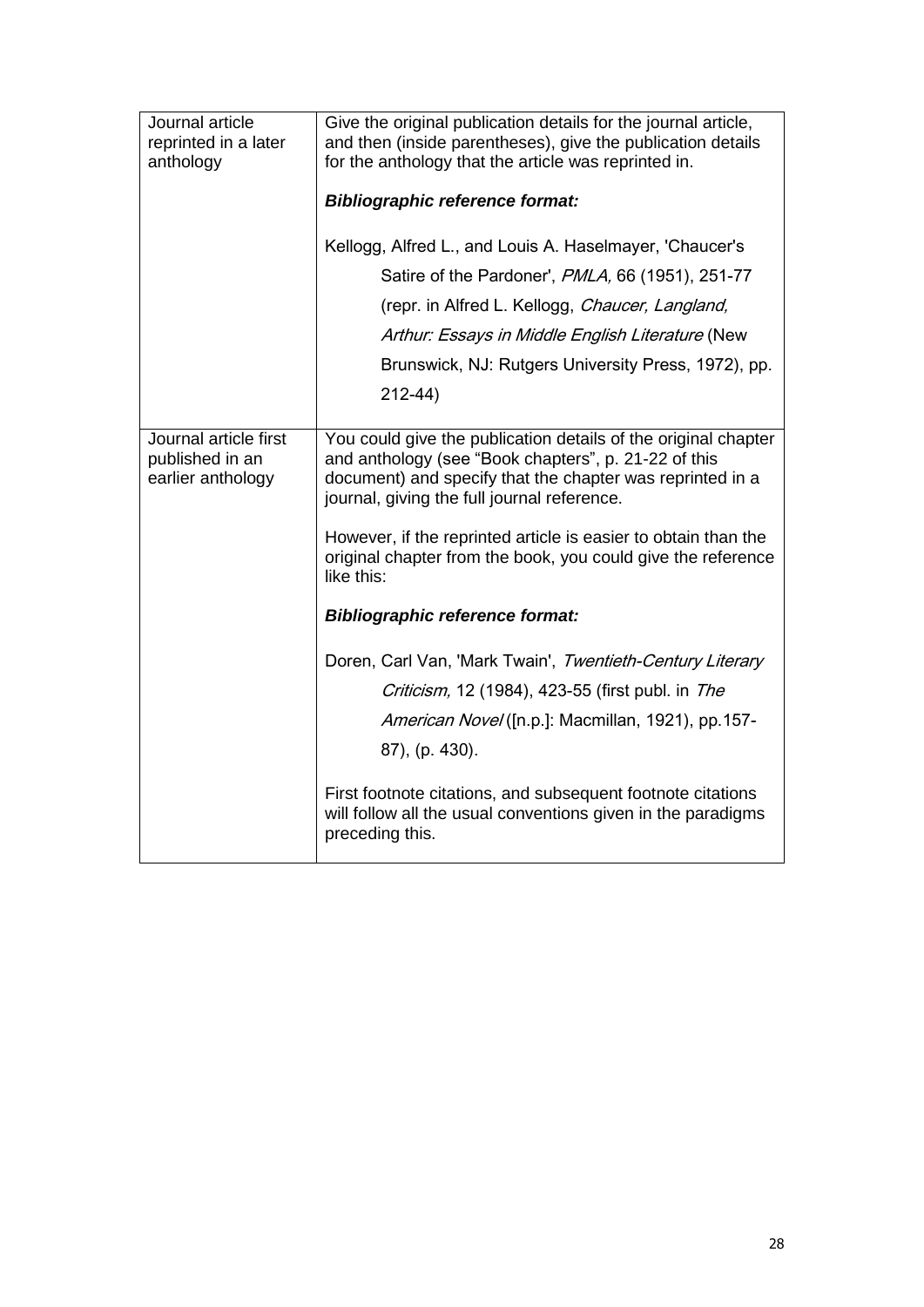| | |
|---|---|
| Journal article reprinted in a later anthology | Give the original publication details for the journal article, and then (inside parentheses), give the publication details for the anthology that the article was reprinted in.<br><br>***Bibliographic reference format:***<br><br>Kellogg, Alfred L., and Louis A. Haselmayer, 'Chaucer's Satire of the Pardoner', *PMLA,* 66 (1951), 251-77 (repr. in Alfred L. Kellogg, *Chaucer, Langland, Arthur: Essays in Middle English Literature* (New Brunswick, NJ: Rutgers University Press, 1972), pp. 212-44) |
| Journal article first published in an earlier anthology | You could give the publication details of the original chapter and anthology (see "Book chapters", p. 21-22 of this document) and specify that the chapter was reprinted in a journal, giving the full journal reference.<br><br>However, if the reprinted article is easier to obtain than the original chapter from the book, you could give the reference like this:<br><br>***Bibliographic reference format:***<br><br>Doren, Carl Van, 'Mark Twain', *Twentieth-Century Literary Criticism,* 12 (1984), 423-55 (first publ. in *The American Novel* ([n.p.]: Macmillan, 1921), pp.157-87), (p. 430).<br><br>First footnote citations, and subsequent footnote citations will follow all the usual conventions given in the paradigms preceding this. |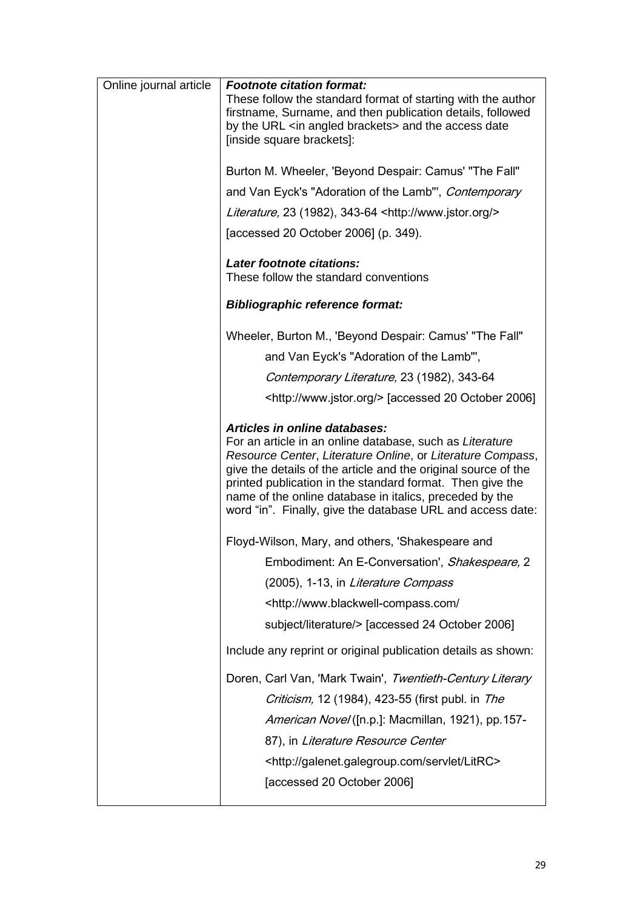| Online journal article | ***Footnote citation format:***<br>These follow the standard format of starting with the author firstname, Surname, and then publication details, followed by the URL <in angled brackets> and the access date [inside square brackets]:<br><br>Burton M. Wheeler, 'Beyond Despair: Camus' "The Fall" and Van Eyck's "Adoration of the Lamb"', *Contemporary Literature,* 23 (1982), 343-64 <http://www.jstor.org/> [accessed 20 October 2006] (p. 349).<br><br>***Later footnote citations:***<br>These follow the standard conventions<br><br>***Bibliographic reference format:***<br><br>Wheeler, Burton M., 'Beyond Despair: Camus' "The Fall" and Van Eyck's "Adoration of the Lamb"', *Contemporary Literature,* 23 (1982), 343-64 <http://www.jstor.org/> [accessed 20 October 2006]<br><br>***Articles in online databases:***<br>For an article in an online database, such as *Literature Resource Center*, *Literature Online*, or *Literature Compass*, give the details of the article and the original source of the printed publication in the standard format. Then give the name of the online database in italics, preceded by the word "in". Finally, give the database URL and access date:<br><br>Floyd-Wilson, Mary, and others, 'Shakespeare and Embodiment: An E-Conversation', *Shakespeare,* 2 (2005), 1-13, in *Literature Compass* <http://www.blackwell-compass.com/ subject/literature/> [accessed 24 October 2006]<br><br>Include any reprint or original publication details as shown:<br><br>Doren, Carl Van, 'Mark Twain', *Twentieth-Century Literary Criticism,* 12 (1984), 423-55 (first publ. in *The American Novel* ([n.p.]: Macmillan, 1921), pp.157-87), in *Literature Resource Center* <http://galenet.galegroup.com/servlet/LitRC> [accessed 20 October 2006] |
|---|---|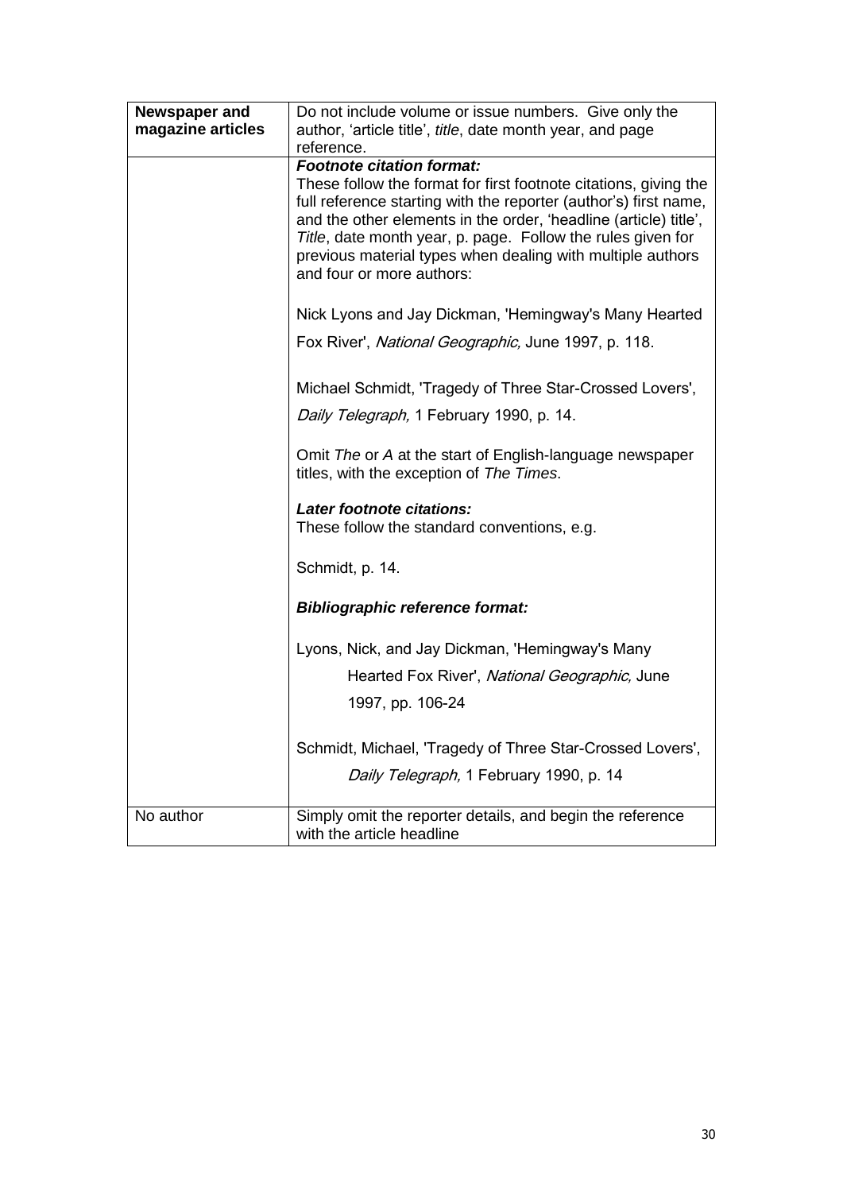| **Newspaper and magazine articles** | Do not include volume or issue numbers. Give only the author, 'article title', *title*, date month year, and page reference. |
|---|---|
| | ***Footnote citation format:***<br>These follow the format for first footnote citations, giving the full reference starting with the reporter (author's) first name, and the other elements in the order, 'headline (article) title', *Title*, date month year, p. page. Follow the rules given for previous material types when dealing with multiple authors and four or more authors:<br><br>Nick Lyons and Jay Dickman, 'Hemingway's Many Hearted Fox River', *National Geographic,* June 1997, p. 118.<br><br>Michael Schmidt, 'Tragedy of Three Star-Crossed Lovers', *Daily Telegraph,* 1 February 1990, p. 14.<br><br>Omit *The* or *A* at the start of English-language newspaper titles, with the exception of *The Times*.<br><br>***Later footnote citations:***<br>These follow the standard conventions, e.g.<br><br>Schmidt, p. 14.<br><br>***Bibliographic reference format:***<br><br>Lyons, Nick, and Jay Dickman, 'Hemingway's Many Hearted Fox River', *National Geographic,* June 1997, pp. 106-24<br><br>Schmidt, Michael, 'Tragedy of Three Star-Crossed Lovers', *Daily Telegraph,* 1 February 1990, p. 14 |
| No author | Simply omit the reporter details, and begin the reference with the article headline |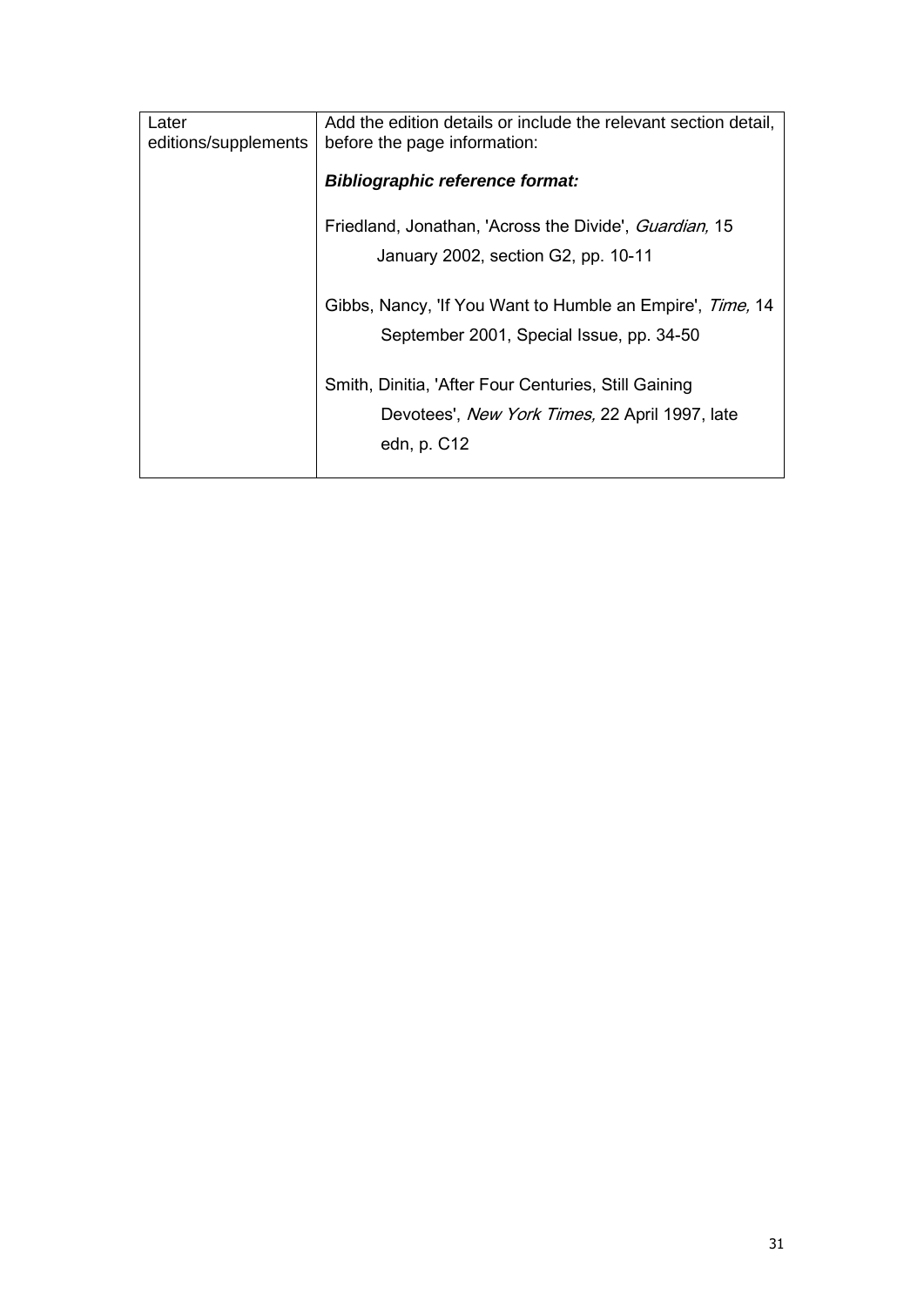| Later editions/supplements | Add the edition details or include the relevant section detail, before the page information:<br><br>***Bibliographic reference format:***<br><br>Friedland, Jonathan, 'Across the Divide', *Guardian,* 15 January 2002, section G2, pp. 10-11<br><br>Gibbs, Nancy, 'If You Want to Humble an Empire', *Time,* 14 September 2001, Special Issue, pp. 34-50<br><br>Smith, Dinitia, 'After Four Centuries, Still Gaining Devotees', *New York Times,* 22 April 1997, late edn, p. C12 |
|---|---|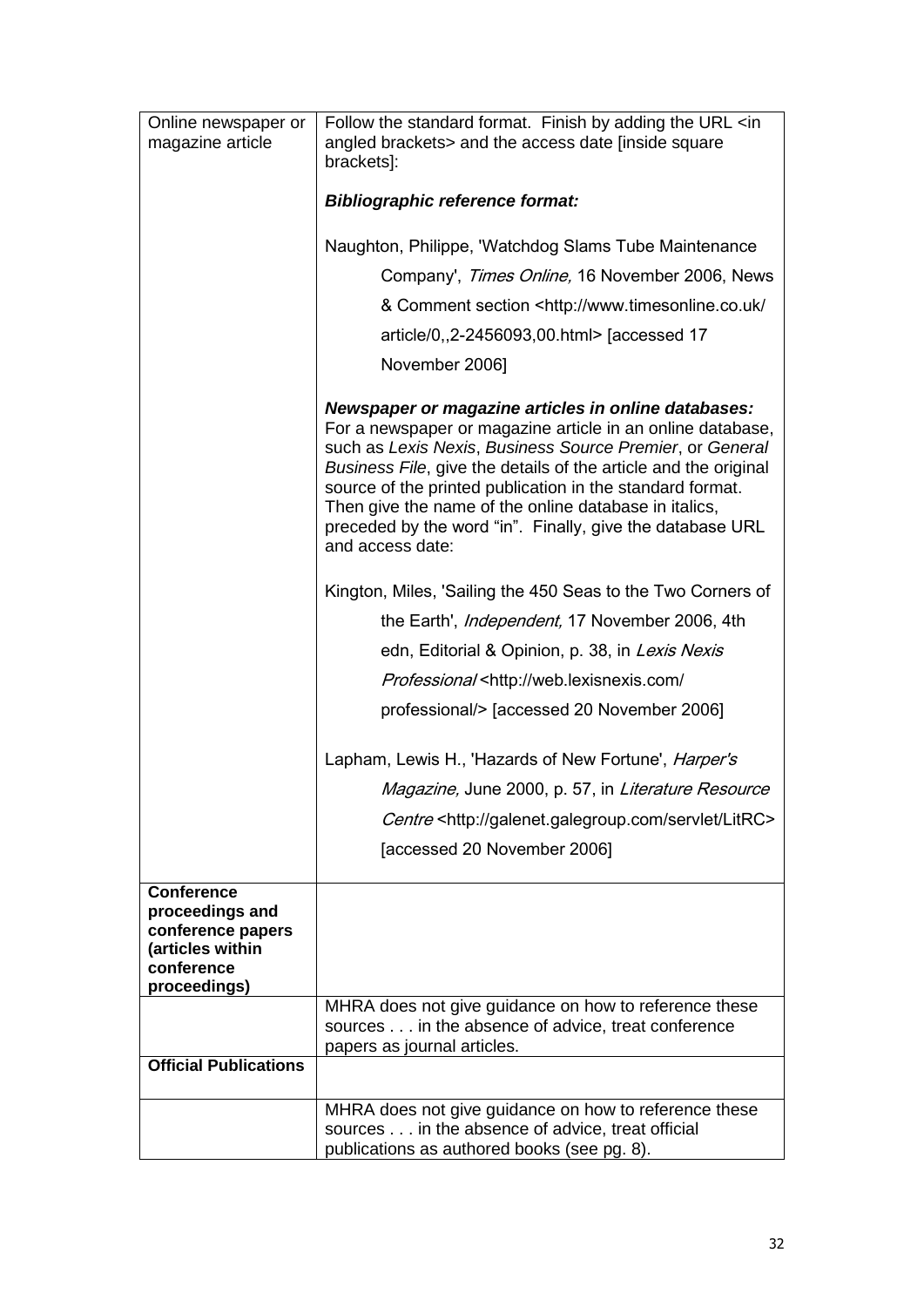| | |
|---|---|
| Online newspaper or magazine article | Follow the standard format. Finish by adding the URL <in angled brackets> and the access date [inside square brackets]:<br><br>***Bibliographic reference format:***<br><br>Naughton, Philippe, 'Watchdog Slams Tube Maintenance Company', *Times Online,* 16 November 2006, News & Comment section <http://www.timesonline.co.uk/ article/0,,2-2456093,00.html> [accessed 17 November 2006]<br><br>***Newspaper or magazine articles in online databases:***<br>For a newspaper or magazine article in an online database, such as *Lexis Nexis*, *Business Source Premier*, or *General Business File*, give the details of the article and the original source of the printed publication in the standard format. Then give the name of the online database in italics, preceded by the word "in". Finally, give the database URL and access date:<br><br>Kington, Miles, 'Sailing the 450 Seas to the Two Corners of the Earth', *Independent,* 17 November 2006, 4th edn, Editorial & Opinion, p. 38, in *Lexis Nexis Professional* <http://web.lexisnexis.com/ professional/> [accessed 20 November 2006]<br><br>Lapham, Lewis H., 'Hazards of New Fortune', *Harper's Magazine,* June 2000, p. 57, in *Literature Resource Centre* <http://galenet.galegroup.com/servlet/LitRC> [accessed 20 November 2006] |
| **Conference proceedings and conference papers (articles within conference proceedings)** | |
| | MHRA does not give guidance on how to reference these sources . . . in the absence of advice, treat conference papers as journal articles. |
| **Official Publications** | |
| | MHRA does not give guidance on how to reference these sources . . . in the absence of advice, treat official publications as authored books (see pg. 8). |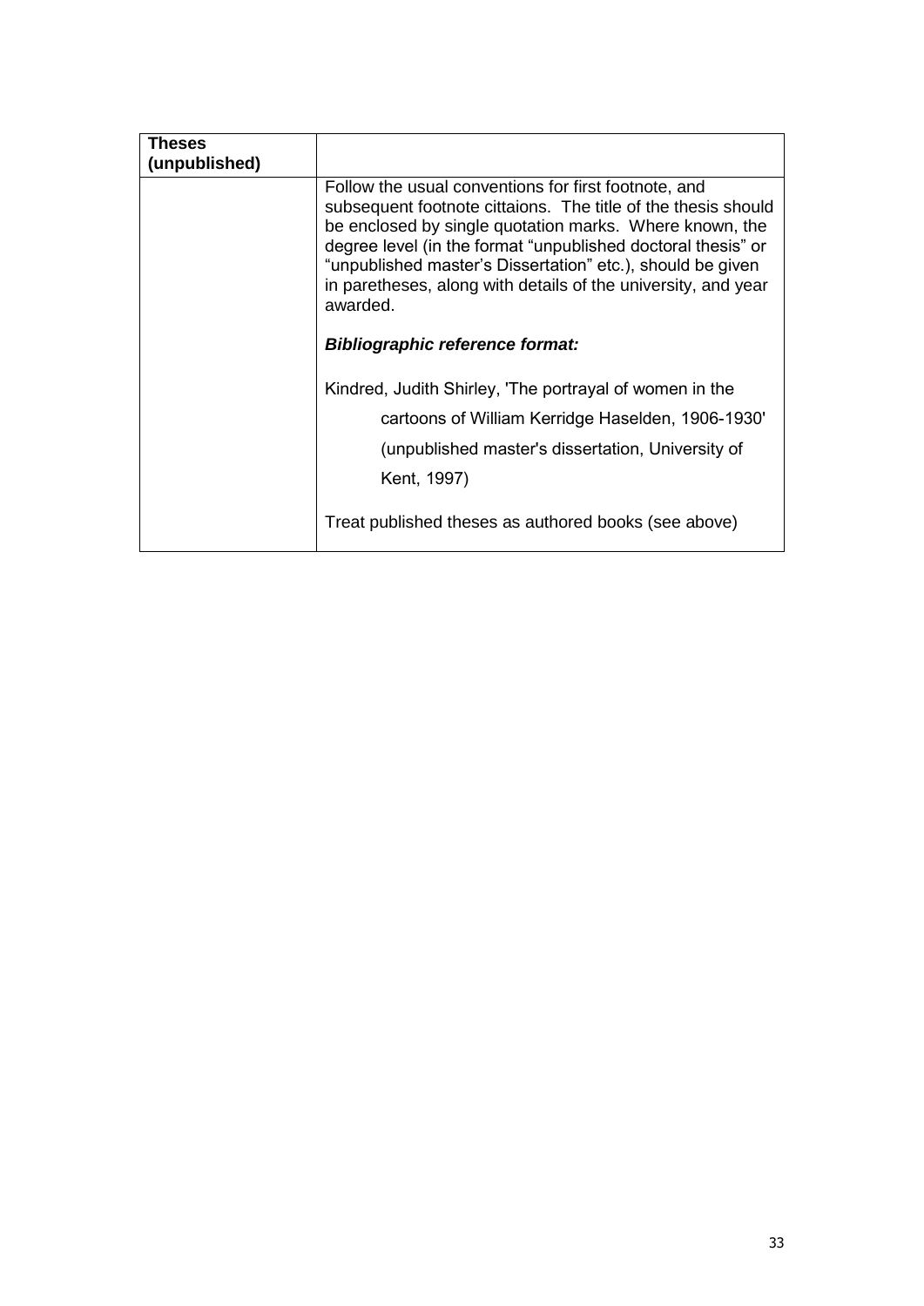| **Theses (unpublished)** | |
|---|---|
| | Follow the usual conventions for first footnote, and subsequent footnote cittaions. The title of the thesis should be enclosed by single quotation marks. Where known, the degree level (in the format “unpublished doctoral thesis” or “unpublished master’s Dissertation” etc.), should be given in paretheses, along with details of the university, and year awarded.<br><br>***Bibliographic reference format:***<br><br>Kindred, Judith Shirley, 'The portrayal of women in the cartoons of William Kerridge Haselden, 1906-1930' (unpublished master's dissertation, University of Kent, 1997)<br><br>Treat published theses as authored books (see above) |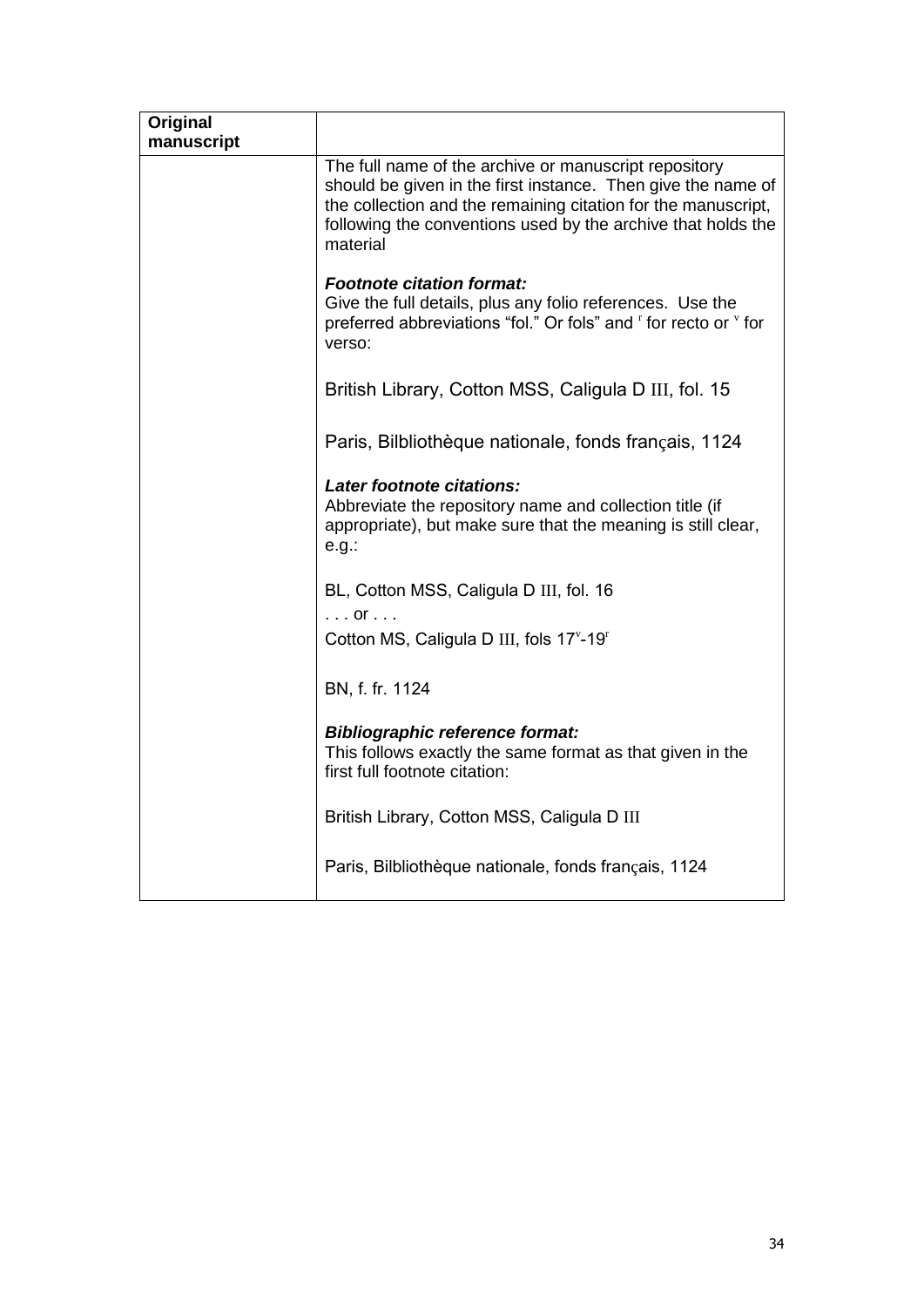| Original manuscript | |
|---|---|
| | The full name of the archive or manuscript repository should be given in the first instance. Then give the name of the collection and the remaining citation for the manuscript, following the conventions used by the archive that holds the material<br><br>***Footnote citation format:***<br>Give the full details, plus any folio references. Use the preferred abbreviations "fol." Or fols" and $^{r}$ for recto or $^{v}$ for verso:<br><br>British Library, Cotton MSS, Caligula D III, fol. 15<br><br>Paris, Bilbliothèque nationale, fonds français, 1124<br><br>***Later footnote citations:***<br>Abbreviate the repository name and collection title (if appropriate), but make sure that the meaning is still clear, e.g.:<br><br>BL, Cotton MSS, Caligula D III, fol. 16<br>. . . or . . .<br>Cotton MS, Caligula D III, fols $17^{v}$-$19^{r}$<br><br>BN, f. fr. 1124<br><br>***Bibliographic reference format:***<br>This follows exactly the same format as that given in the first full footnote citation:<br><br>British Library, Cotton MSS, Caligula D III<br><br>Paris, Bilbliothèque nationale, fonds français, 1124 |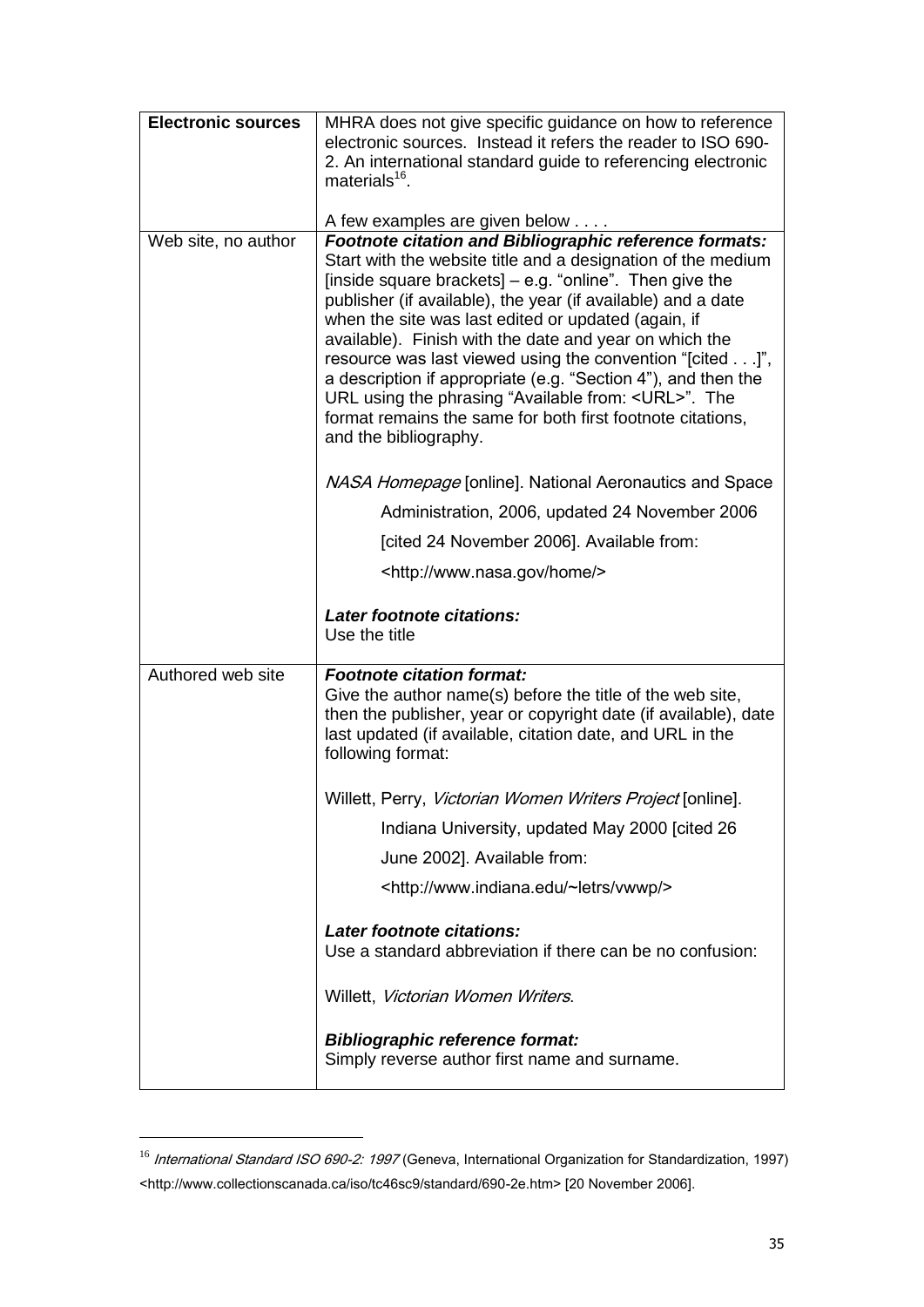| **Electronic sources** | MHRA does not give specific guidance on how to reference electronic sources. Instead it refers the reader to ISO 690-2. An international standard guide to referencing electronic materials[16].<br><br>A few examples are given below . . . . |
|---|---|
| Web site, no author | ***Footnote citation and Bibliographic reference formats:***<br>Start with the website title and a designation of the medium [inside square brackets] – e.g. “online”. Then give the publisher (if available), the year (if available) and a date when the site was last edited or updated (again, if available). Finish with the date and year on which the resource was last viewed using the convention “[cited . . .]”, a description if appropriate (e.g. “Section 4”), and then the URL using the phrasing “Available from: <URL>”. The format remains the same for both first footnote citations, and the bibliography.<br><br>*NASA Homepage* [online]. National Aeronautics and Space Administration, 2006, updated 24 November 2006 [cited 24 November 2006]. Available from: <http://www.nasa.gov/home/><br><br>***Later footnote citations:***<br>Use the title |
| Authored web site | ***Footnote citation format:***<br>Give the author name(s) before the title of the web site, then the publisher, year or copyright date (if available), date last updated (if available, citation date, and URL in the following format:<br><br>Willett, Perry, *Victorian Women Writers Project* [online]. Indiana University, updated May 2000 [cited 26 June 2002]. Available from: <http://www.indiana.edu/~letrs/vwwp/><br><br>***Later footnote citations:***<br>Use a standard abbreviation if there can be no confusion:<br><br>Willett, *Victorian Women Writers*.<br><br>***Bibliographic reference format:***<br>Simply reverse author first name and surname. |

[16] *International Standard ISO 690-2: 1997* (Geneva, International Organization for Standardization, 1997) <http://www.collectionscanada.ca/iso/tc46sc9/standard/690-2e.htm> [20 November 2006].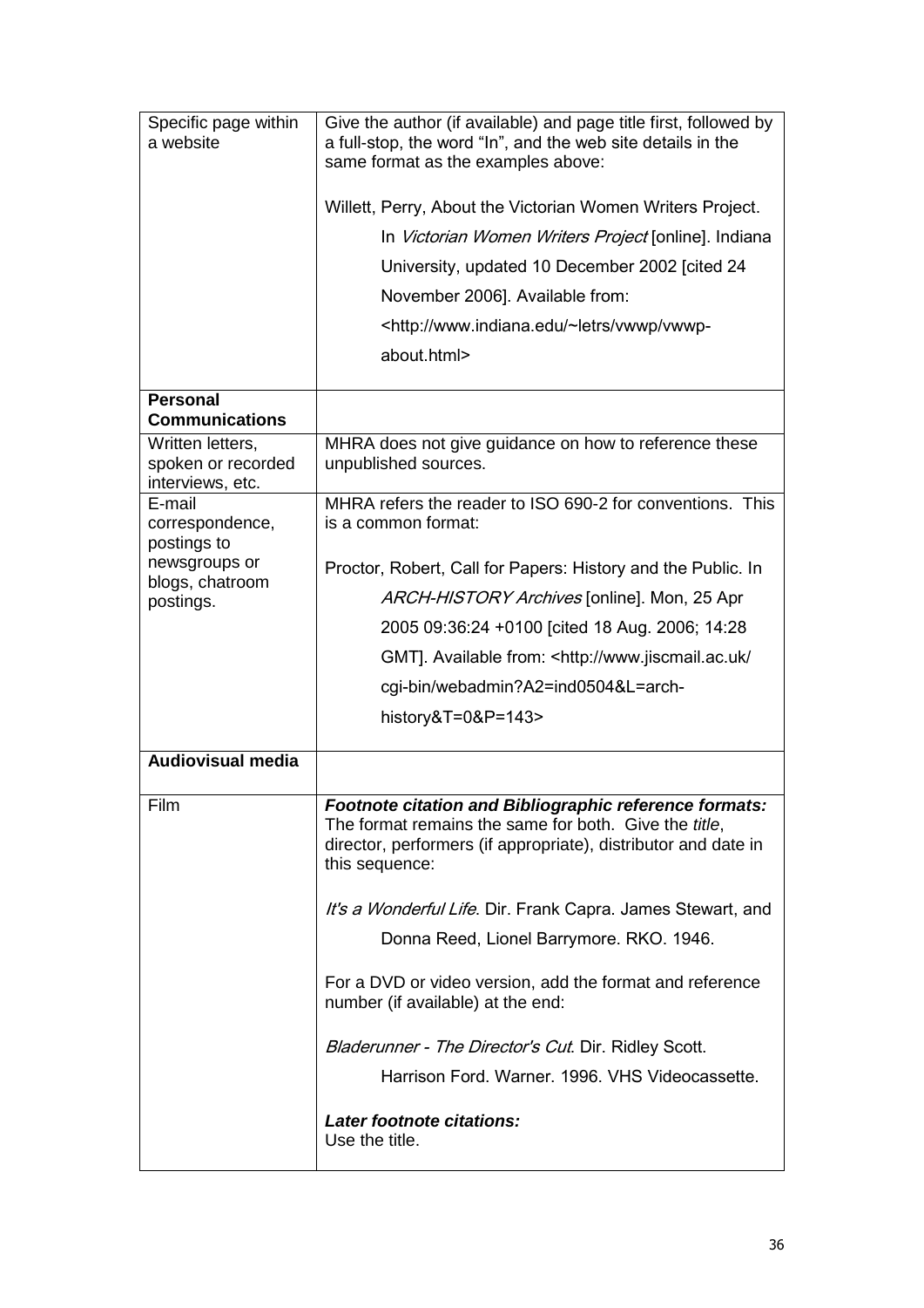| | |
|---|---|
| Specific page within a website | Give the author (if available) and page title first, followed by a full-stop, the word "In", and the web site details in the same format as the examples above:<br><br>Willett, Perry, About the Victorian Women Writers Project. In *Victorian Women Writers Project* [online]. Indiana University, updated 10 December 2002 [cited 24 November 2006]. Available from: <http://www.indiana.edu/~letrs/vwwp/vwwp-about.html> |
| **Personal Communications** | |
| Written letters, spoken or recorded interviews, etc. | MHRA does not give guidance on how to reference these unpublished sources. |
| E-mail correspondence, postings to newsgroups or blogs, chatroom postings. | MHRA refers the reader to ISO 690-2 for conventions. This is a common format:<br><br>Proctor, Robert, Call for Papers: History and the Public. In *ARCH-HISTORY Archives* [online]. Mon, 25 Apr 2005 09:36:24 +0100 [cited 18 Aug. 2006; 14:28 GMT]. Available from: <http://www.jiscmail.ac.uk/cgi-bin/webadmin?A2=ind0504&L=arch-history&T=0&P=143> |
| **Audiovisual media** | |
| Film | ***Footnote citation and Bibliographic reference formats:*** The format remains the same for both. Give the *title*, director, performers (if appropriate), distributor and date in this sequence:<br><br>*It's a Wonderful Life*. Dir. Frank Capra. James Stewart, and Donna Reed, Lionel Barrymore. RKO. 1946.<br><br>For a DVD or video version, add the format and reference number (if available) at the end:<br><br>*Bladerunner - The Director's Cut*. Dir. Ridley Scott. Harrison Ford. Warner. 1996. VHS Videocassette.<br><br>***Later footnote citations:***<br>Use the title. |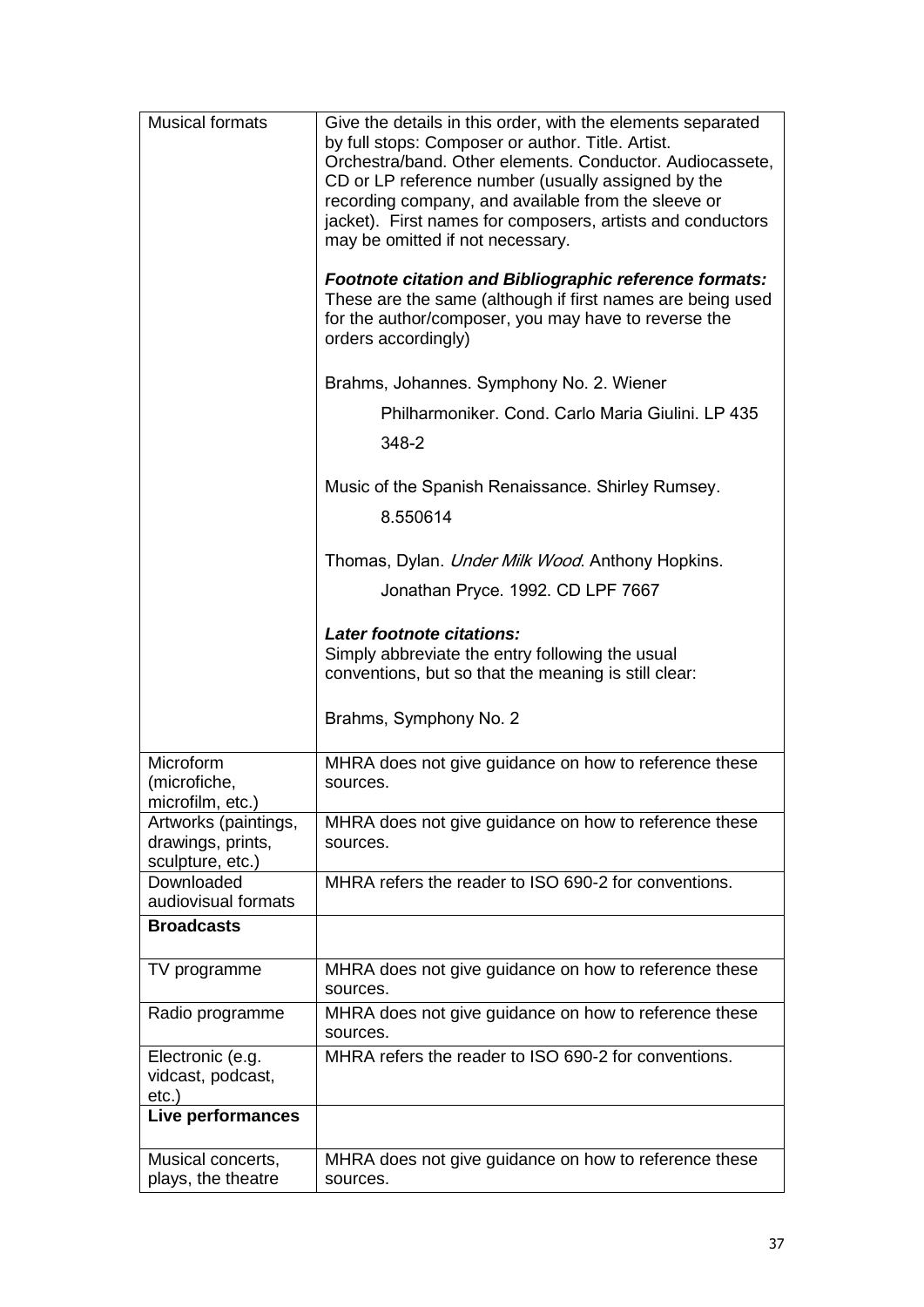| Musical formats | Give the details in this order, with the elements separated by full stops: Composer or author. Title. Artist. Orchestra/band. Other elements. Conductor. Audiocassete, CD or LP reference number (usually assigned by the recording company, and available from the sleeve or jacket). First names for composers, artists and conductors may be omitted if not necessary.<br><br>***Footnote citation and Bibliographic reference formats:*** These are the same (although if first names are being used for the author/composer, you may have to reverse the orders accordingly)<br><br>Brahms, Johannes. Symphony No. 2. Wiener Philharmoniker. Cond. Carlo Maria Giulini. LP 435 348-2<br><br>Music of the Spanish Renaissance. Shirley Rumsey. 8.550614<br><br>Thomas, Dylan. *Under Milk Wood*. Anthony Hopkins. Jonathan Pryce. 1992. CD LPF 7667<br><br>***Later footnote citations:*** Simply abbreviate the entry following the usual conventions, but so that the meaning is still clear:<br><br>Brahms, Symphony No. 2 |
|---|---|
| Microform (microfiche, microfilm, etc.) | MHRA does not give guidance on how to reference these sources. |
| Artworks (paintings, drawings, prints, sculpture, etc.) | MHRA does not give guidance on how to reference these sources. |
| Downloaded audiovisual formats | MHRA refers the reader to ISO 690-2 for conventions. |
| **Broadcasts** | |
| TV programme | MHRA does not give guidance on how to reference these sources. |
| Radio programme | MHRA does not give guidance on how to reference these sources. |
| Electronic (e.g. vidcast, podcast, etc.) | MHRA refers the reader to ISO 690-2 for conventions. |
| **Live performances** | |
| Musical concerts, plays, the theatre | MHRA does not give guidance on how to reference these sources. |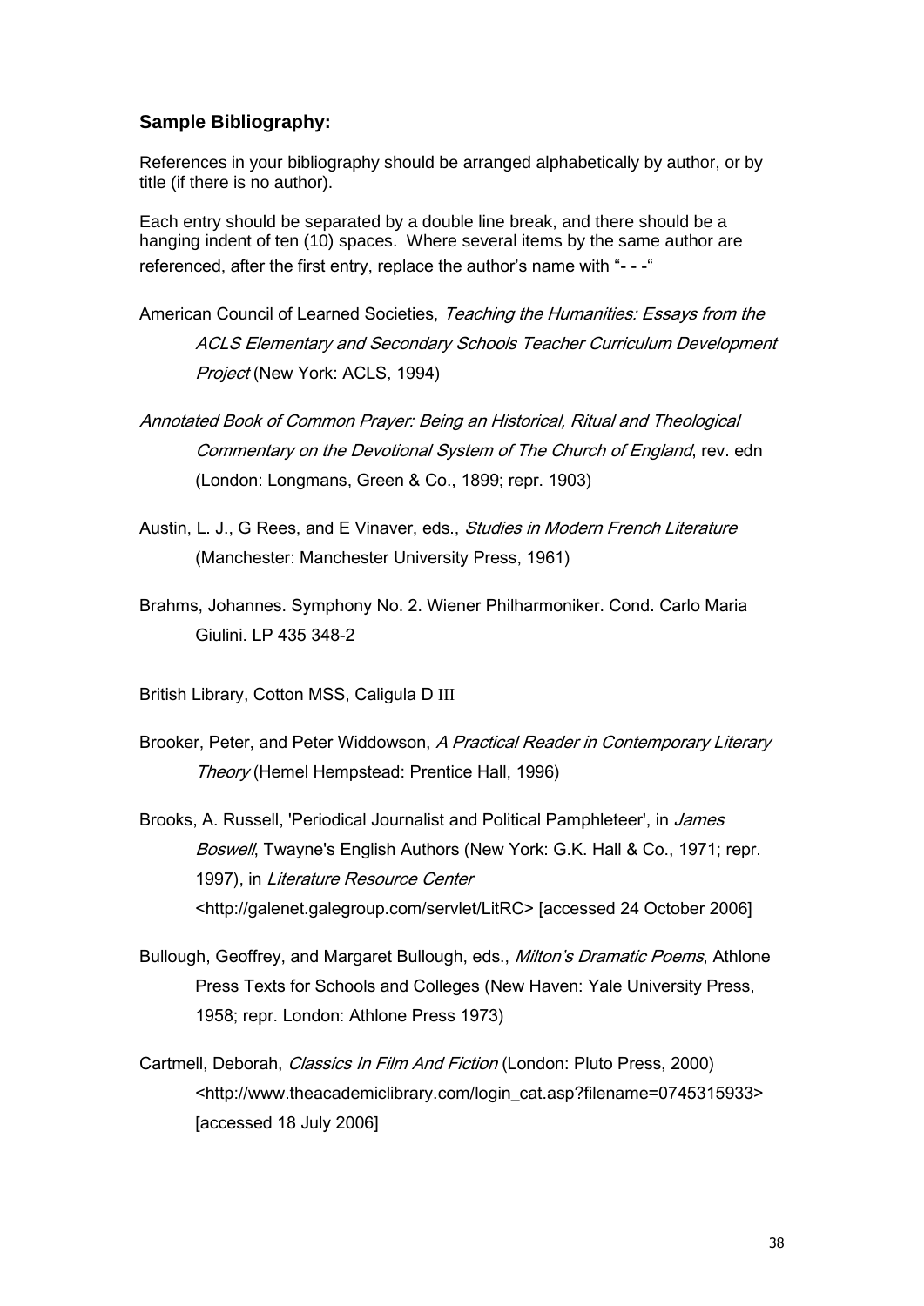### Sample Bibliography:

References in your bibliography should be arranged alphabetically by author, or by title (if there is no author).

Each entry should be separated by a double line break, and there should be a hanging indent of ten (10) spaces. Where several items by the same author are referenced, after the first entry, replace the author's name with "- - -"

American Council of Learned Societies, *Teaching the Humanities: Essays from the ACLS Elementary and Secondary Schools Teacher Curriculum Development Project* (New York: ACLS, 1994)

*Annotated Book of Common Prayer: Being an Historical, Ritual and Theological Commentary on the Devotional System of The Church of England*, rev. edn (London: Longmans, Green & Co., 1899; repr. 1903)

Austin, L. J., G Rees, and E Vinaver, eds., *Studies in Modern French Literature* (Manchester: Manchester University Press, 1961)

Brahms, Johannes. Symphony No. 2. Wiener Philharmoniker. Cond. Carlo Maria Giulini. LP 435 348-2

British Library, Cotton MSS, Caligula D III

Brooker, Peter, and Peter Widdowson, *A Practical Reader in Contemporary Literary Theory* (Hemel Hempstead: Prentice Hall, 1996)

Brooks, A. Russell, 'Periodical Journalist and Political Pamphleteer', in *James Boswell*, Twayne's English Authors (New York: G.K. Hall & Co., 1971; repr. 1997), in *Literature Resource Center* <http://galenet.galegroup.com/servlet/LitRC> [accessed 24 October 2006]

Bullough, Geoffrey, and Margaret Bullough, eds., *Milton's Dramatic Poems*, Athlone Press Texts for Schools and Colleges (New Haven: Yale University Press, 1958; repr. London: Athlone Press 1973)

Cartmell, Deborah, *Classics In Film And Fiction* (London: Pluto Press, 2000) <http://www.theacademiclibrary.com/login_cat.asp?filename=0745315933> [accessed 18 July 2006]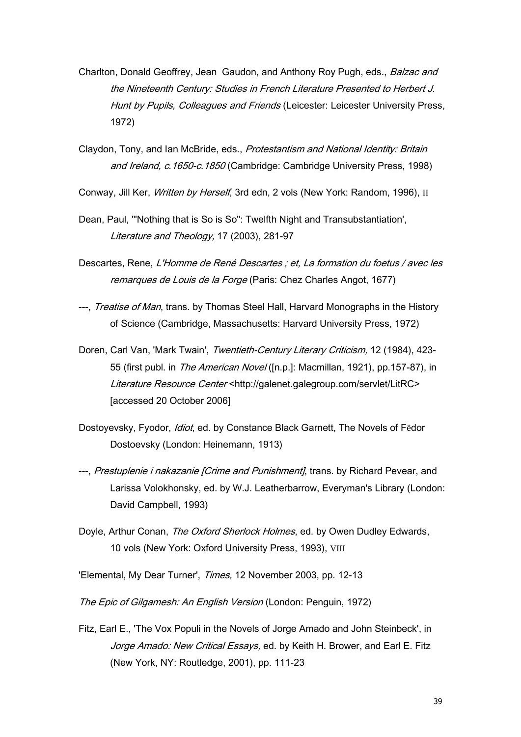Charlton, Donald Geoffrey, Jean Gaudon, and Anthony Roy Pugh, eds., *Balzac and the Nineteenth Century: Studies in French Literature Presented to Herbert J. Hunt by Pupils, Colleagues and Friends* (Leicester: Leicester University Press, 1972)

Claydon, Tony, and Ian McBride, eds., *Protestantism and National Identity: Britain and Ireland, c.1650-c.1850* (Cambridge: Cambridge University Press, 1998)

Conway, Jill Ker, *Written by Herself*, 3rd edn, 2 vols (New York: Random, 1996), II

Dean, Paul, '"Nothing that is So is So": Twelfth Night and Transubstantiation', *Literature and Theology,* 17 (2003), 281-97

Descartes, Rene, *L'Homme de René Descartes ; et, La formation du foetus / avec les remarques de Louis de la Forge* (Paris: Chez Charles Angot, 1677)

---, *Treatise of Man*, trans. by Thomas Steel Hall, Harvard Monographs in the History of Science (Cambridge, Massachusetts: Harvard University Press, 1972)

Doren, Carl Van, 'Mark Twain', *Twentieth-Century Literary Criticism,* 12 (1984), 423-55 (first publ. in *The American Novel* ([n.p.]: Macmillan, 1921), pp.157-87), in *Literature Resource Center* <http://galenet.galegroup.com/servlet/LitRC> [accessed 20 October 2006]

Dostoyevsky, Fyodor, *Idiot*, ed. by Constance Black Garnett, The Novels of Fëdor Dostoevsky (London: Heinemann, 1913)

---, *Prestuplenie i nakazanie [Crime and Punishment]*, trans. by Richard Pevear, and Larissa Volokhonsky, ed. by W.J. Leatherbarrow, Everyman's Library (London: David Campbell, 1993)

Doyle, Arthur Conan, *The Oxford Sherlock Holmes*, ed. by Owen Dudley Edwards, 10 vols (New York: Oxford University Press, 1993), VIII

'Elemental, My Dear Turner', *Times,* 12 November 2003, pp. 12-13

*The Epic of Gilgamesh: An English Version* (London: Penguin, 1972)

Fitz, Earl E., 'The Vox Populi in the Novels of Jorge Amado and John Steinbeck', in *Jorge Amado: New Critical Essays,* ed. by Keith H. Brower, and Earl E. Fitz (New York, NY: Routledge, 2001), pp. 111-23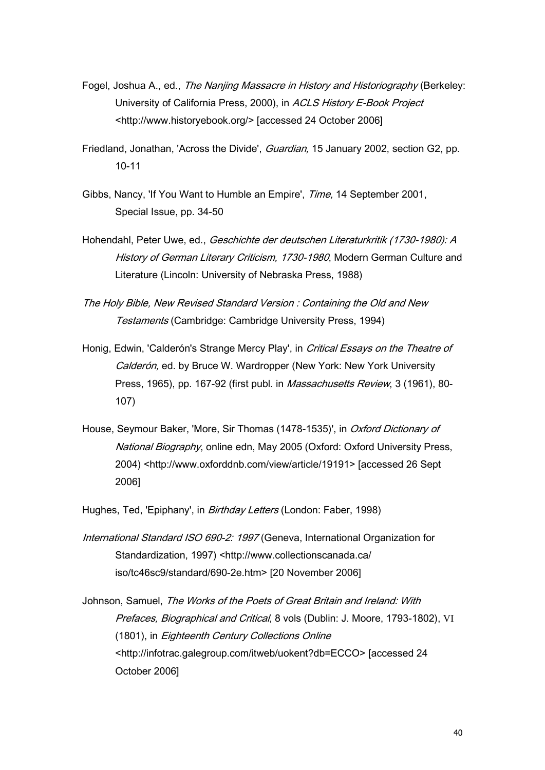Fogel, Joshua A., ed., *The Nanjing Massacre in History and Historiography* (Berkeley: University of California Press, 2000), in *ACLS History E-Book Project* <http://www.historyebook.org/> [accessed 24 October 2006]

Friedland, Jonathan, 'Across the Divide', *Guardian,* 15 January 2002, section G2, pp. 10-11

Gibbs, Nancy, 'If You Want to Humble an Empire', *Time,* 14 September 2001, Special Issue, pp. 34-50

Hohendahl, Peter Uwe, ed., *Geschichte der deutschen Literaturkritik (1730-1980): A History of German Literary Criticism, 1730-1980*, Modern German Culture and Literature (Lincoln: University of Nebraska Press, 1988)

*The Holy Bible, New Revised Standard Version : Containing the Old and New Testaments* (Cambridge: Cambridge University Press, 1994)

Honig, Edwin, 'Calderón's Strange Mercy Play', in *Critical Essays on the Theatre of Calderón,* ed. by Bruce W. Wardropper (New York: New York University Press, 1965), pp. 167-92 (first publ. in *Massachusetts Review*, 3 (1961), 80-107)

House, Seymour Baker, 'More, Sir Thomas (1478-1535)', in *Oxford Dictionary of National Biography*, online edn, May 2005 (Oxford: Oxford University Press, 2004) <http://www.oxforddnb.com/view/article/19191> [accessed 26 Sept 2006]

Hughes, Ted, 'Epiphany', in *Birthday Letters* (London: Faber, 1998)

*International Standard ISO 690-2: 1997* (Geneva, International Organization for Standardization, 1997) <http://www.collectionscanada.ca/iso/tc46sc9/standard/690-2e.htm> [20 November 2006]

Johnson, Samuel, *The Works of the Poets of Great Britain and Ireland: With Prefaces, Biographical and Critical*, 8 vols (Dublin: J. Moore, 1793-1802), VI (1801), in *Eighteenth Century Collections Online* <http://infotrac.galegroup.com/itweb/uokent?db=ECCO> [accessed 24 October 2006]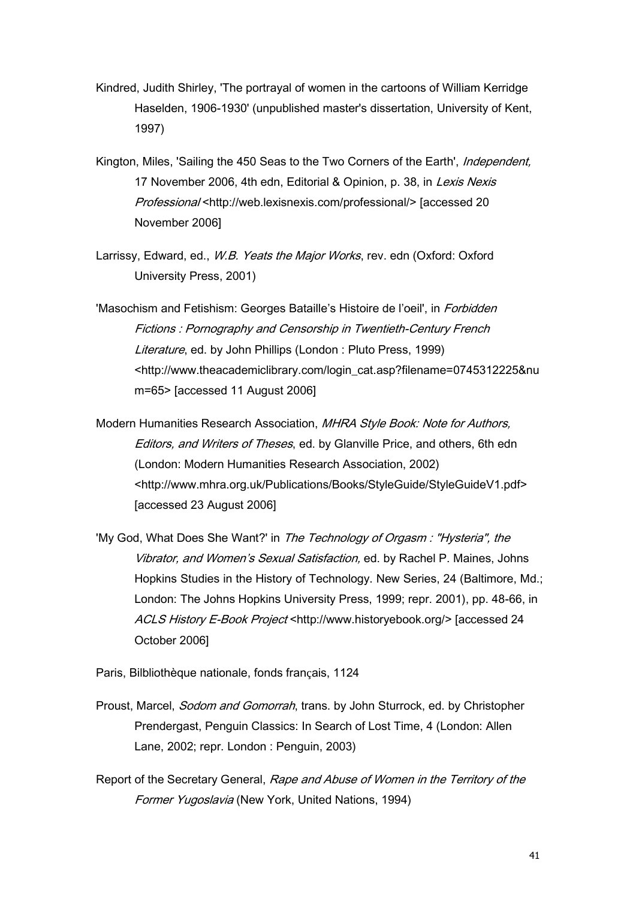Kindred, Judith Shirley, 'The portrayal of women in the cartoons of William Kerridge Haselden, 1906-1930' (unpublished master's dissertation, University of Kent, 1997)

Kington, Miles, 'Sailing the 450 Seas to the Two Corners of the Earth', *Independent,* 17 November 2006, 4th edn, Editorial & Opinion, p. 38, in *Lexis Nexis Professional* <http://web.lexisnexis.com/professional/> [accessed 20 November 2006]

Larrissy, Edward, ed., *W.B. Yeats the Major Works*, rev. edn (Oxford: Oxford University Press, 2001)

'Masochism and Fetishism: Georges Bataille's Histoire de l'oeil', in *Forbidden Fictions : Pornography and Censorship in Twentieth-Century French Literature*, ed. by John Phillips (London : Pluto Press, 1999) <http://www.theacademiclibrary.com/login_cat.asp?filename=0745312225&num=65> [accessed 11 August 2006]

Modern Humanities Research Association, *MHRA Style Book: Note for Authors, Editors, and Writers of Theses*, ed. by Glanville Price, and others, 6th edn (London: Modern Humanities Research Association, 2002) <http://www.mhra.org.uk/Publications/Books/StyleGuide/StyleGuideV1.pdf> [accessed 23 August 2006]

'My God, What Does She Want?' in *The Technology of Orgasm : "Hysteria", the Vibrator, and Women's Sexual Satisfaction,* ed. by Rachel P. Maines, Johns Hopkins Studies in the History of Technology. New Series, 24 (Baltimore, Md.; London: The Johns Hopkins University Press, 1999; repr. 2001), pp. 48-66, in *ACLS History E-Book Project* <http://www.historyebook.org/> [accessed 24 October 2006]

Paris, Bilbliothèque nationale, fonds français, 1124

Proust, Marcel, *Sodom and Gomorrah*, trans. by John Sturrock, ed. by Christopher Prendergast, Penguin Classics: In Search of Lost Time, 4 (London: Allen Lane, 2002; repr. London : Penguin, 2003)

Report of the Secretary General, *Rape and Abuse of Women in the Territory of the Former Yugoslavia* (New York, United Nations, 1994)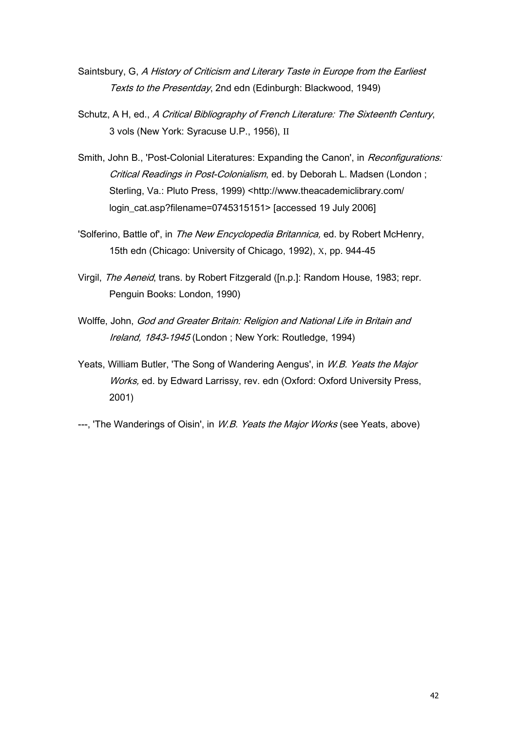Saintsbury, G, *A History of Criticism and Literary Taste in Europe from the Earliest Texts to the Presentday*, 2nd edn (Edinburgh: Blackwood, 1949)

Schutz, A H, ed., *A Critical Bibliography of French Literature: The Sixteenth Century*, 3 vols (New York: Syracuse U.P., 1956), II

Smith, John B., 'Post-Colonial Literatures: Expanding the Canon', in *Reconfigurations: Critical Readings in Post-Colonialism*, ed. by Deborah L. Madsen (London ; Sterling, Va.: Pluto Press, 1999) <http://www.theacademiclibrary.com/login_cat.asp?filename=0745315151> [accessed 19 July 2006]

'Solferino, Battle of', in *The New Encyclopedia Britannica,* ed. by Robert McHenry, 15th edn (Chicago: University of Chicago, 1992), X, pp. 944-45

Virgil, *The Aeneid*, trans. by Robert Fitzgerald ([n.p.]: Random House, 1983; repr. Penguin Books: London, 1990)

Wolffe, John, *God and Greater Britain: Religion and National Life in Britain and Ireland, 1843-1945* (London ; New York: Routledge, 1994)

Yeats, William Butler, 'The Song of Wandering Aengus', in *W.B. Yeats the Major Works,* ed. by Edward Larrissy, rev. edn (Oxford: Oxford University Press, 2001)

---, 'The Wanderings of Oisin', in *W.B. Yeats the Major Works* (see Yeats, above)